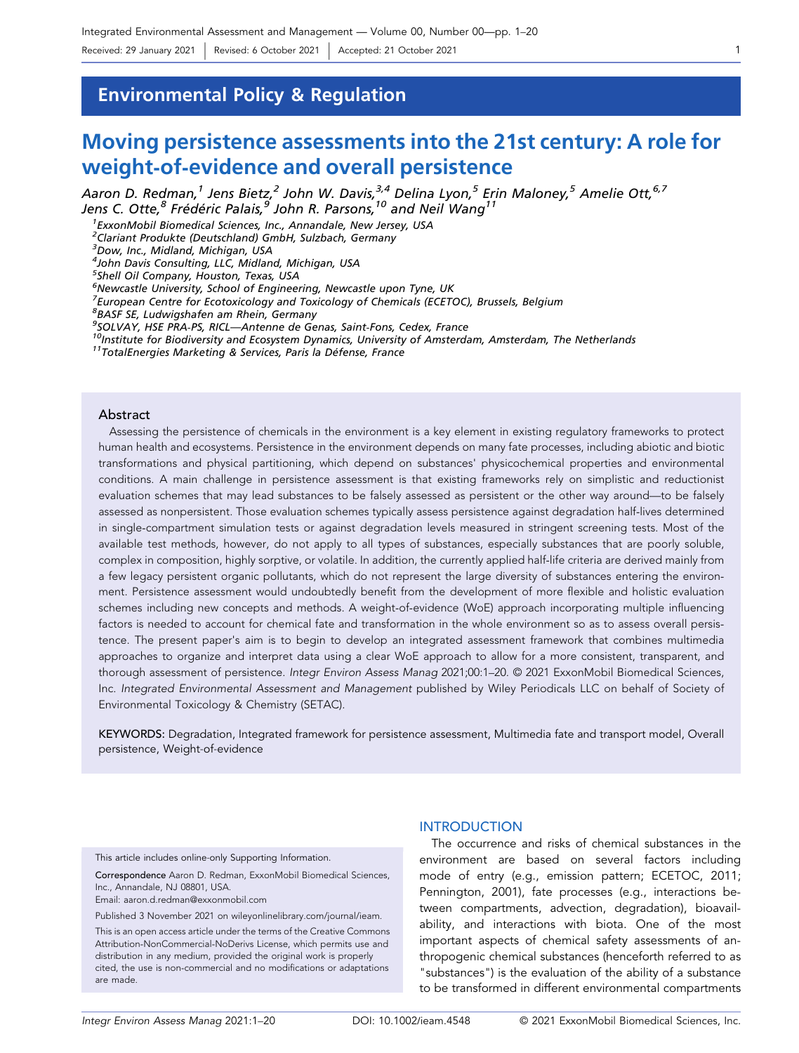Received: 29 January 2021 | Revised: 6 October 2021 | Accepted: 21 October 2021

## Environmental Policy & Regulation

# Moving persistence assessments into the 21st century: A role for weight-of-evidence and overall persistence

*Aaron D. Redman,[1] Jens Bietz,[2] John W. Davis,[3,4] Delina Lyon,[5] Erin Maloney,[5] Amelie Ott,[6,7] Jens C. Otte,[8] Frédéric Palais,[9] John R. Parsons,[10] and Neil Wang[11]*

[1]ExxonMobil Biomedical Sciences, Inc., Annandale, New Jersey, USA
[2]Clariant Produkte (Deutschland) GmbH, Sulzbach, Germany
[3]Dow, Inc., Midland, Michigan, USA
[4]John Davis Consulting, LLC, Midland, Michigan, USA
[5]Shell Oil Company, Houston, Texas, USA
[6]Newcastle University, School of Engineering, Newcastle upon Tyne, UK
[7]European Centre for Ecotoxicology and Toxicology of Chemicals (ECETOC), Brussels, Belgium
[8]BASF SE, Ludwigshafen am Rhein, Germany
[9]SOLVAY, HSE PRA-PS, RICL—Antenne de Genas, Saint-Fons, Cedex, France
[10]Institute for Biodiversity and Ecosystem Dynamics, University of Amsterdam, Amsterdam, The Netherlands
[11]TotalEnergies Marketing & Services, Paris la Défense, France

### Abstract

Assessing the persistence of chemicals in the environment is a key element in existing regulatory frameworks to protect human health and ecosystems. Persistence in the environment depends on many fate processes, including abiotic and biotic transformations and physical partitioning, which depend on substances' physicochemical properties and environmental conditions. A main challenge in persistence assessment is that existing frameworks rely on simplistic and reductionist evaluation schemes that may lead substances to be falsely assessed as persistent or the other way around—to be falsely assessed as nonpersistent. Those evaluation schemes typically assess persistence against degradation half-lives determined in single-compartment simulation tests or against degradation levels measured in stringent screening tests. Most of the available test methods, however, do not apply to all types of substances, especially substances that are poorly soluble, complex in composition, highly sorptive, or volatile. In addition, the currently applied half-life criteria are derived mainly from a few legacy persistent organic pollutants, which do not represent the large diversity of substances entering the environment. Persistence assessment would undoubtedly benefit from the development of more flexible and holistic evaluation schemes including new concepts and methods. A weight-of-evidence (WoE) approach incorporating multiple influencing factors is needed to account for chemical fate and transformation in the whole environment so as to assess overall persistence. The present paper's aim is to begin to develop an integrated assessment framework that combines multimedia approaches to organize and interpret data using a clear WoE approach to allow for a more consistent, transparent, and thorough assessment of persistence. *Integr Environ Assess Manag* 2021;00:1–20. © 2021 ExxonMobil Biomedical Sciences, Inc. *Integrated Environmental Assessment and Management* published by Wiley Periodicals LLC on behalf of Society of Environmental Toxicology & Chemistry (SETAC).

KEYWORDS: Degradation, Integrated framework for persistence assessment, Multimedia fate and transport model, Overall persistence, Weight-of-evidence

This article includes online-only Supporting Information.

**Correspondence** Aaron D. Redman, ExxonMobil Biomedical Sciences, Inc., Annandale, NJ 08801, USA.
Email: aaron.d.redman@exxonmobil.com

Published 3 November 2021 on wileyonlinelibrary.com/journal/ieam.

This is an open access article under the terms of the Creative Commons Attribution-NonCommercial-NoDerivs License, which permits use and distribution in any medium, provided the original work is properly cited, the use is non-commercial and no modifications or adaptations are made.

## INTRODUCTION

The occurrence and risks of chemical substances in the environment are based on several factors including mode of entry (e.g., emission pattern; ECETOC, 2011; Pennington, 2001), fate processes (e.g., interactions between compartments, advection, degradation), bioavailability, and interactions with biota. One of the most important aspects of chemical safety assessments of anthropogenic chemical substances (henceforth referred to as "substances") is the evaluation of the ability of a substance to be transformed in different environmental compartments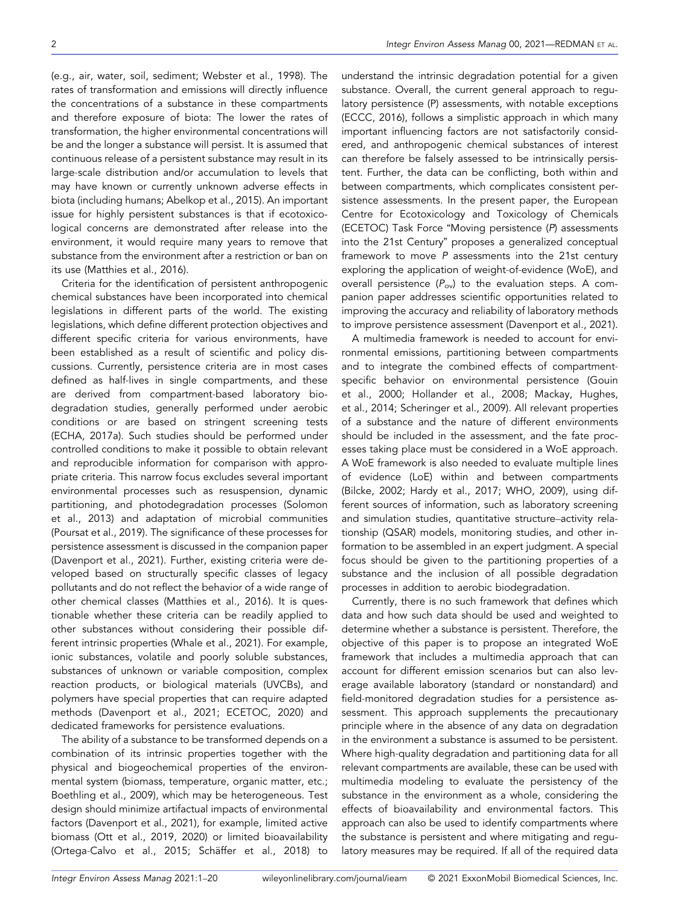(e.g., air, water, soil, sediment; Webster et al., 1998). The rates of transformation and emissions will directly influence the concentrations of a substance in these compartments and therefore exposure of biota: The lower the rates of transformation, the higher environmental concentrations will be and the longer a substance will persist. It is assumed that continuous release of a persistent substance may result in its large-scale distribution and/or accumulation to levels that may have known or currently unknown adverse effects in biota (including humans; Abelkop et al., 2015). An important issue for highly persistent substances is that if ecotoxicological concerns are demonstrated after release into the environment, it would require many years to remove that substance from the environment after a restriction or ban on its use (Matthies et al., 2016).

Criteria for the identification of persistent anthropogenic chemical substances have been incorporated into chemical legislations in different parts of the world. The existing legislations, which define different protection objectives and different specific criteria for various environments, have been established as a result of scientific and policy discussions. Currently, persistence criteria are in most cases defined as half-lives in single compartments, and these are derived from compartment-based laboratory biodegradation studies, generally performed under aerobic conditions or are based on stringent screening tests (ECHA, 2017a). Such studies should be performed under controlled conditions to make it possible to obtain relevant and reproducible information for comparison with appropriate criteria. This narrow focus excludes several important environmental processes such as resuspension, dynamic partitioning, and photodegradation processes (Solomon et al., 2013) and adaptation of microbial communities (Poursat et al., 2019). The significance of these processes for persistence assessment is discussed in the companion paper (Davenport et al., 2021). Further, existing criteria were developed based on structurally specific classes of legacy pollutants and do not reflect the behavior of a wide range of other chemical classes (Matthies et al., 2016). It is questionable whether these criteria can be readily applied to other substances without considering their possible different intrinsic properties (Whale et al., 2021). For example, ionic substances, volatile and poorly soluble substances, substances of unknown or variable composition, complex reaction products, or biological materials (UVCBs), and polymers have special properties that can require adapted methods (Davenport et al., 2021; ECETOC, 2020) and dedicated frameworks for persistence evaluations.

The ability of a substance to be transformed depends on a combination of its intrinsic properties together with the physical and biogeochemical properties of the environmental system (biomass, temperature, organic matter, etc.; Boethling et al., 2009), which may be heterogeneous. Test design should minimize artifactual impacts of environmental factors (Davenport et al., 2021), for example, limited active biomass (Ott et al., 2019, 2020) or limited bioavailability (Ortega-Calvo et al., 2015; Schäffer et al., 2018) to understand the intrinsic degradation potential for a given substance. Overall, the current general approach to regulatory persistence (P) assessments, with notable exceptions (ECCC, 2016), follows a simplistic approach in which many important influencing factors are not satisfactorily considered, and anthropogenic chemical substances of interest can therefore be falsely assessed to be intrinsically persistent. Further, the data can be conflicting, both within and between compartments, which complicates consistent persistence assessments. In the present paper, the European Centre for Ecotoxicology and Toxicology of Chemicals (ECETOC) Task Force "Moving persistence (*P*) assessments into the 21st Century" proposes a generalized conceptual framework to move *P* assessments into the 21st century exploring the application of weight-of-evidence (WoE), and overall persistence ($P_{ov}$) to the evaluation steps. A companion paper addresses scientific opportunities related to improving the accuracy and reliability of laboratory methods to improve persistence assessment (Davenport et al., 2021).

A multimedia framework is needed to account for environmental emissions, partitioning between compartments and to integrate the combined effects of compartment-specific behavior on environmental persistence (Gouin et al., 2000; Hollander et al., 2008; Mackay, Hughes, et al., 2014; Scheringer et al., 2009). All relevant properties of a substance and the nature of different environments should be included in the assessment, and the fate processes taking place must be considered in a WoE approach. A WoE framework is also needed to evaluate multiple lines of evidence (LoE) within and between compartments (Bilcke, 2002; Hardy et al., 2017; WHO, 2009), using different sources of information, such as laboratory screening and simulation studies, quantitative structure–activity relationship (QSAR) models, monitoring studies, and other information to be assembled in an expert judgment. A special focus should be given to the partitioning properties of a substance and the inclusion of all possible degradation processes in addition to aerobic biodegradation.

Currently, there is no such framework that defines which data and how such data should be used and weighted to determine whether a substance is persistent. Therefore, the objective of this paper is to propose an integrated WoE framework that includes a multimedia approach that can account for different emission scenarios but can also leverage available laboratory (standard or nonstandard) and field-monitored degradation studies for a persistence assessment. This approach supplements the precautionary principle where in the absence of any data on degradation in the environment a substance is assumed to be persistent. Where high-quality degradation and partitioning data for all relevant compartments are available, these can be used with multimedia modeling to evaluate the persistency of the substance in the environment as a whole, considering the effects of bioavailability and environmental factors. This approach can also be used to identify compartments where the substance is persistent and where mitigating and regulatory measures may be required. If all of the required data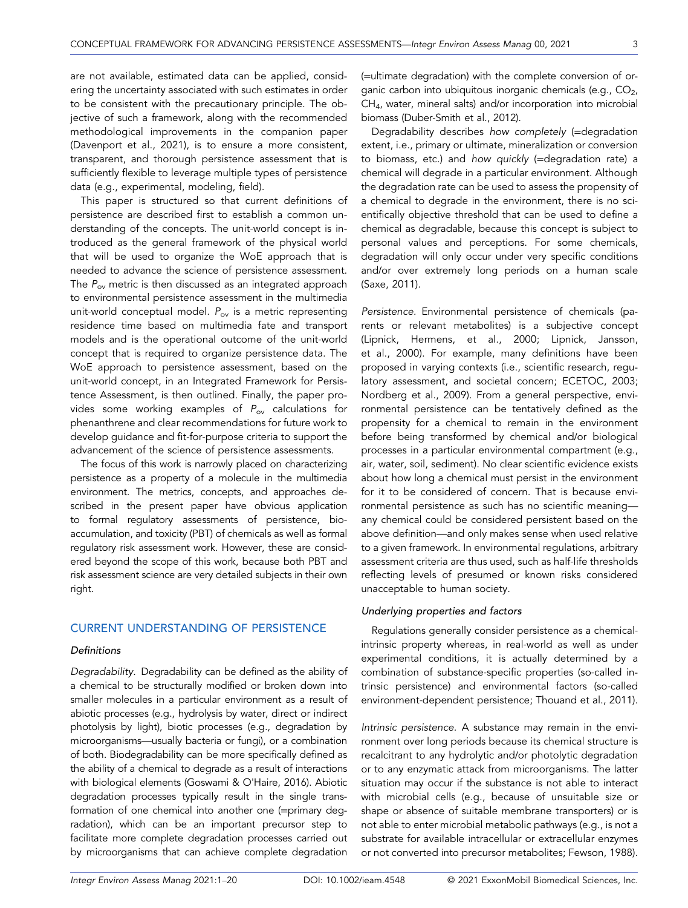are not available, estimated data can be applied, considering the uncertainty associated with such estimates in order to be consistent with the precautionary principle. The objective of such a framework, along with the recommended methodological improvements in the companion paper (Davenport et al., 2021), is to ensure a more consistent, transparent, and thorough persistence assessment that is sufficiently flexible to leverage multiple types of persistence data (e.g., experimental, modeling, field).

This paper is structured so that current definitions of persistence are described first to establish a common understanding of the concepts. The unit-world concept is introduced as the general framework of the physical world that will be used to organize the WoE approach that is needed to advance the science of persistence assessment. The $P_{ov}$ metric is then discussed as an integrated approach to environmental persistence assessment in the multimedia unit-world conceptual model. $P_{ov}$ is a metric representing residence time based on multimedia fate and transport models and is the operational outcome of the unit-world concept that is required to organize persistence data. The WoE approach to persistence assessment, based on the unit-world concept, in an Integrated Framework for Persistence Assessment, is then outlined. Finally, the paper provides some working examples of $P_{ov}$ calculations for phenanthrene and clear recommendations for future work to develop guidance and fit-for-purpose criteria to support the advancement of the science of persistence assessments.

The focus of this work is narrowly placed on characterizing persistence as a property of a molecule in the multimedia environment. The metrics, concepts, and approaches described in the present paper have obvious application to formal regulatory assessments of persistence, bioaccumulation, and toxicity (PBT) of chemicals as well as formal regulatory risk assessment work. However, these are considered beyond the scope of this work, because both PBT and risk assessment science are very detailed subjects in their own right.

## CURRENT UNDERSTANDING OF PERSISTENCE

### Definitions

*Degradability.* Degradability can be defined as the ability of a chemical to be structurally modified or broken down into smaller molecules in a particular environment as a result of abiotic processes (e.g., hydrolysis by water, direct or indirect photolysis by light), biotic processes (e.g., degradation by microorganisms—usually bacteria or fungi), or a combination of both. Biodegradability can be more specifically defined as the ability of a chemical to degrade as a result of interactions with biological elements (Goswami & O'Haire, 2016). Abiotic degradation processes typically result in the single transformation of one chemical into another one (=primary degradation), which can be an important precursor step to facilitate more complete degradation processes carried out by microorganisms that can achieve complete degradation (=ultimate degradation) with the complete conversion of organic carbon into ubiquitous inorganic chemicals (e.g., $CO_2$, $CH_4$, water, mineral salts) and/or incorporation into microbial biomass (Duber-Smith et al., 2012).

Degradability describes *how completely* (=degradation extent, i.e., primary or ultimate, mineralization or conversion to biomass, etc.) and *how quickly* (=degradation rate) a chemical will degrade in a particular environment. Although the degradation rate can be used to assess the propensity of a chemical to degrade in the environment, there is no scientifically objective threshold that can be used to define a chemical as degradable, because this concept is subject to personal values and perceptions. For some chemicals, degradation will only occur under very specific conditions and/or over extremely long periods on a human scale (Saxe, 2011).

*Persistence.* Environmental persistence of chemicals (parents or relevant metabolites) is a subjective concept (Lipnick, Hermens, et al., 2000; Lipnick, Jansson, et al., 2000). For example, many definitions have been proposed in varying contexts (i.e., scientific research, regulatory assessment, and societal concern; ECETOC, 2003; Nordberg et al., 2009). From a general perspective, environmental persistence can be tentatively defined as the propensity for a chemical to remain in the environment before being transformed by chemical and/or biological processes in a particular environmental compartment (e.g., air, water, soil, sediment). No clear scientific evidence exists about how long a chemical must persist in the environment for it to be considered of concern. That is because environmental persistence as such has no scientific meaning—any chemical could be considered persistent based on the above definition—and only makes sense when used relative to a given framework. In environmental regulations, arbitrary assessment criteria are thus used, such as half-life thresholds reflecting levels of presumed or known risks considered unacceptable to human society.

### Underlying properties and factors

Regulations generally consider persistence as a chemical-intrinsic property whereas, in real-world as well as under experimental conditions, it is actually determined by a combination of substance-specific properties (so-called intrinsic persistence) and environmental factors (so-called environment-dependent persistence; Thouand et al., 2011).

*Intrinsic persistence.* A substance may remain in the environment over long periods because its chemical structure is recalcitrant to any hydrolytic and/or photolytic degradation or to any enzymatic attack from microorganisms. The latter situation may occur if the substance is not able to interact with microbial cells (e.g., because of unsuitable size or shape or absence of suitable membrane transporters) or is not able to enter microbial metabolic pathways (e.g., is not a substrate for available intracellular or extracellular enzymes or not converted into precursor metabolites; Fewson, 1988).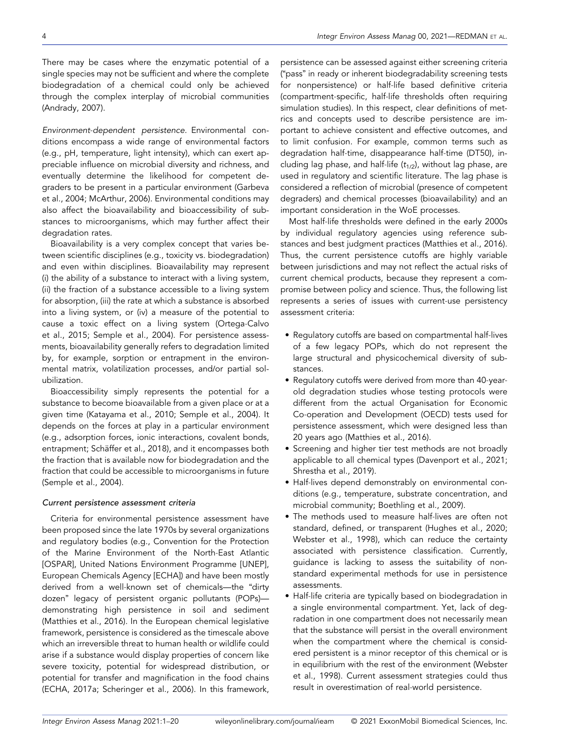There may be cases where the enzymatic potential of a single species may not be sufficient and where the complete biodegradation of a chemical could only be achieved through the complex interplay of microbial communities (Andrady, 2007).

*Environment-dependent persistence.* Environmental conditions encompass a wide range of environmental factors (e.g., pH, temperature, light intensity), which can exert appreciable influence on microbial diversity and richness, and eventually determine the likelihood for competent degraders to be present in a particular environment (Garbeva et al., 2004; McArthur, 2006). Environmental conditions may also affect the bioavailability and bioaccessibility of substances to microorganisms, which may further affect their degradation rates.

Bioavailability is a very complex concept that varies between scientific disciplines (e.g., toxicity vs. biodegradation) and even within disciplines. Bioavailability may represent (i) the ability of a substance to interact with a living system, (ii) the fraction of a substance accessible to a living system for absorption, (iii) the rate at which a substance is absorbed into a living system, or (iv) a measure of the potential to cause a toxic effect on a living system (Ortega-Calvo et al., 2015; Semple et al., 2004). For persistence assessments, bioavailability generally refers to degradation limited by, for example, sorption or entrapment in the environmental matrix, volatilization processes, and/or partial solubilization.

Bioaccessibility simply represents the potential for a substance to become bioavailable from a given place or at a given time (Katayama et al., 2010; Semple et al., 2004). It depends on the forces at play in a particular environment (e.g., adsorption forces, ionic interactions, covalent bonds, entrapment; Schäffer et al., 2018), and it encompasses both the fraction that is available now for biodegradation and the fraction that could be accessible to microorganisms in future (Semple et al., 2004).

### *Current persistence assessment criteria*

Criteria for environmental persistence assessment have been proposed since the late 1970s by several organizations and regulatory bodies (e.g., Convention for the Protection of the Marine Environment of the North-East Atlantic [OSPAR], United Nations Environment Programme [UNEP], European Chemicals Agency [ECHA]) and have been mostly derived from a well-known set of chemicals—the "dirty dozen" legacy of persistent organic pollutants (POPs)—demonstrating high persistence in soil and sediment (Matthies et al., 2016). In the European chemical legislative framework, persistence is considered as the timescale above which an irreversible threat to human health or wildlife could arise if a substance would display properties of concern like severe toxicity, potential for widespread distribution, or potential for transfer and magnification in the food chains (ECHA, 2017a; Scheringer et al., 2006). In this framework, persistence can be assessed against either screening criteria ("pass" in ready or inherent biodegradability screening tests for nonpersistence) or half-life based definitive criteria (compartment-specific, half-life thresholds often requiring simulation studies). In this respect, clear definitions of metrics and concepts used to describe persistence are important to achieve consistent and effective outcomes, and to limit confusion. For example, common terms such as degradation half-time, disappearance half-time (DT50), including lag phase, and half-life ($t_{1/2}$), without lag phase, are used in regulatory and scientific literature. The lag phase is considered a reflection of microbial (presence of competent degraders) and chemical processes (bioavailability) and an important consideration in the WoE processes.

Most half-life thresholds were defined in the early 2000s by individual regulatory agencies using reference substances and best judgment practices (Matthies et al., 2016). Thus, the current persistence cutoffs are highly variable between jurisdictions and may not reflect the actual risks of current chemical products, because they represent a compromise between policy and science. Thus, the following list represents a series of issues with current-use persistency assessment criteria:

- Regulatory cutoffs are based on compartmental half-lives of a few legacy POPs, which do not represent the large structural and physicochemical diversity of substances.
- Regulatory cutoffs were derived from more than 40-year-old degradation studies whose testing protocols were different from the actual Organisation for Economic Co-operation and Development (OECD) tests used for persistence assessment, which were designed less than 20 years ago (Matthies et al., 2016).
- Screening and higher tier test methods are not broadly applicable to all chemical types (Davenport et al., 2021; Shrestha et al., 2019).
- Half-lives depend demonstrably on environmental conditions (e.g., temperature, substrate concentration, and microbial community; Boethling et al., 2009).
- The methods used to measure half-lives are often not standard, defined, or transparent (Hughes et al., 2020; Webster et al., 1998), which can reduce the certainty associated with persistence classification. Currently, guidance is lacking to assess the suitability of nonstandard experimental methods for use in persistence assessments.
- Half-life criteria are typically based on biodegradation in a single environmental compartment. Yet, lack of degradation in one compartment does not necessarily mean that the substance will persist in the overall environment when the compartment where the chemical is considered persistent is a minor receptor of this chemical or is in equilibrium with the rest of the environment (Webster et al., 1998). Current assessment strategies could thus result in overestimation of real-world persistence.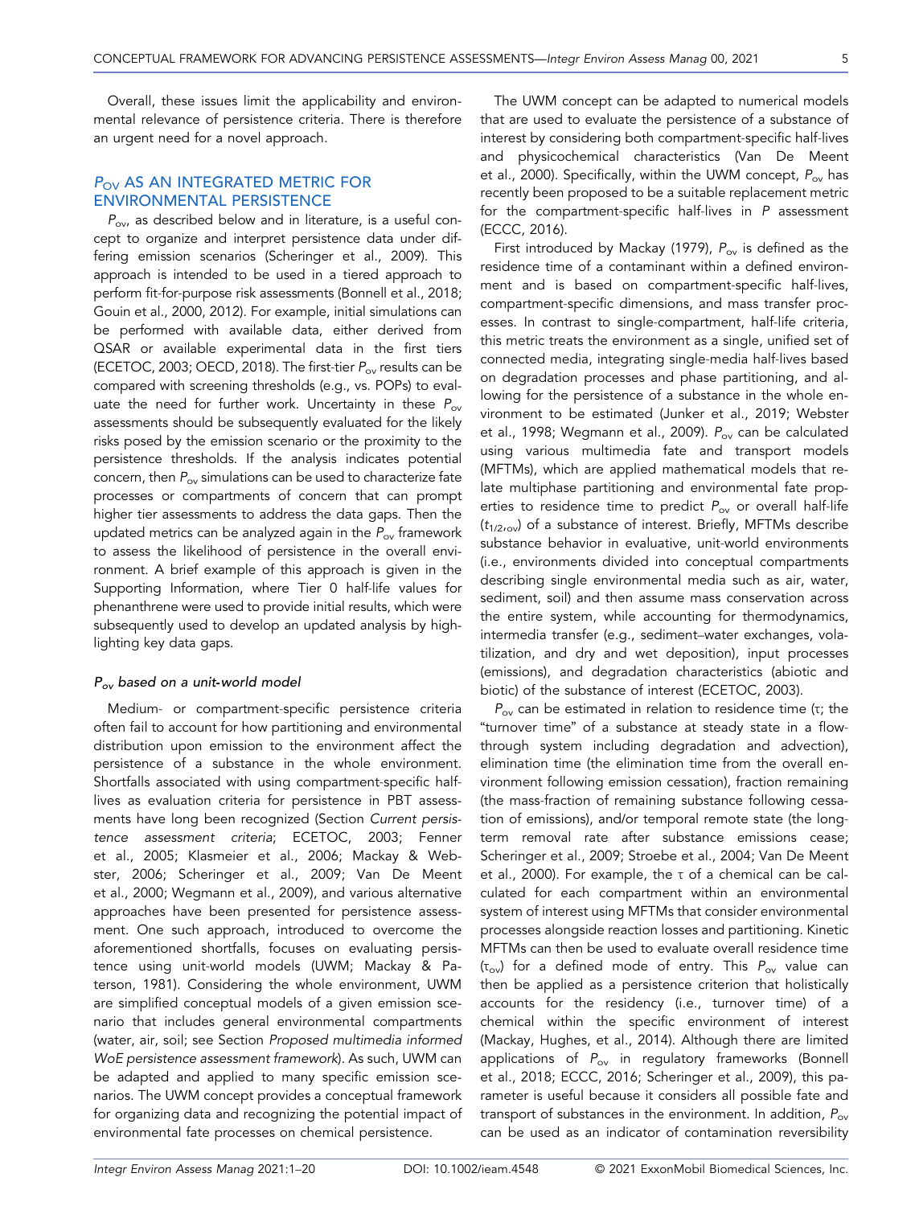Overall, these issues limit the applicability and environmental relevance of persistence criteria. There is therefore an urgent need for a novel approach.

## $P_{OV}$ AS AN INTEGRATED METRIC FOR ENVIRONMENTAL PERSISTENCE

$P_{ov}$, as described below and in literature, is a useful concept to organize and interpret persistence data under differing emission scenarios (Scheringer et al., 2009). This approach is intended to be used in a tiered approach to perform fit-for-purpose risk assessments (Bonnell et al., 2018; Gouin et al., 2000, 2012). For example, initial simulations can be performed with available data, either derived from QSAR or available experimental data in the first tiers (ECETOC, 2003; OECD, 2018). The first-tier $P_{ov}$ results can be compared with screening thresholds (e.g., vs. POPs) to evaluate the need for further work. Uncertainty in these $P_{ov}$ assessments should be subsequently evaluated for the likely risks posed by the emission scenario or the proximity to the persistence thresholds. If the analysis indicates potential concern, then $P_{ov}$ simulations can be used to characterize fate processes or compartments of concern that can prompt higher tier assessments to address the data gaps. Then the updated metrics can be analyzed again in the $P_{ov}$ framework to assess the likelihood of persistence in the overall environment. A brief example of this approach is given in the Supporting Information, where Tier 0 half-life values for phenanthrene were used to provide initial results, which were subsequently used to develop an updated analysis by highlighting key data gaps.

### *$P_{ov}$ based on a unit-world model*

Medium- or compartment-specific persistence criteria often fail to account for how partitioning and environmental distribution upon emission to the environment affect the persistence of a substance in the whole environment. Shortfalls associated with using compartment-specific half-lives as evaluation criteria for persistence in PBT assessments have long been recognized (Section *Current persistence assessment criteria*; ECETOC, 2003; Fenner et al., 2005; Klasmeier et al., 2006; Mackay & Webster, 2006; Scheringer et al., 2009; Van De Meent et al., 2000; Wegmann et al., 2009), and various alternative approaches have been presented for persistence assessment. One such approach, introduced to overcome the aforementioned shortfalls, focuses on evaluating persistence using unit-world models (UWM; Mackay & Paterson, 1981). Considering the whole environment, UWM are simplified conceptual models of a given emission scenario that includes general environmental compartments (water, air, soil; see Section *Proposed multimedia informed WoE persistence assessment framework*). As such, UWM can be adapted and applied to many specific emission scenarios. The UWM concept provides a conceptual framework for organizing data and recognizing the potential impact of environmental fate processes on chemical persistence.

The UWM concept can be adapted to numerical models that are used to evaluate the persistence of a substance of interest by considering both compartment-specific half-lives and physicochemical characteristics (Van De Meent et al., 2000). Specifically, within the UWM concept, $P_{ov}$ has recently been proposed to be a suitable replacement metric for the compartment-specific half-lives in $P$ assessment (ECCC, 2016).

First introduced by Mackay (1979), $P_{ov}$ is defined as the residence time of a contaminant within a defined environment and is based on compartment-specific half-lives, compartment-specific dimensions, and mass transfer processes. In contrast to single-compartment, half-life criteria, this metric treats the environment as a single, unified set of connected media, integrating single-media half-lives based on degradation processes and phase partitioning, and allowing for the persistence of a substance in the whole environment to be estimated (Junker et al., 2019; Webster et al., 1998; Wegmann et al., 2009). $P_{ov}$ can be calculated using various multimedia fate and transport models (MFTMs), which are applied mathematical models that relate multiphase partitioning and environmental fate properties to residence time to predict $P_{ov}$ or overall half-life ($t_{1/2,ov}$) of a substance of interest. Briefly, MFTMs describe substance behavior in evaluative, unit-world environments (i.e., environments divided into conceptual compartments describing single environmental media such as air, water, sediment, soil) and then assume mass conservation across the entire system, while accounting for thermodynamics, intermedia transfer (e.g., sediment–water exchanges, volatilization, and dry and wet deposition), input processes (emissions), and degradation characteristics (abiotic and biotic) of the substance of interest (ECETOC, 2003).

$P_{ov}$ can be estimated in relation to residence time ($\tau$; the "turnover time" of a substance at steady state in a flow-through system including degradation and advection), elimination time (the elimination time from the overall environment following emission cessation), fraction remaining (the mass-fraction of remaining substance following cessation of emissions), and/or temporal remote state (the long-term removal rate after substance emissions cease; Scheringer et al., 2009; Stroebe et al., 2004; Van De Meent et al., 2000). For example, the $\tau$ of a chemical can be calculated for each compartment within an environmental system of interest using MFTMs that consider environmental processes alongside reaction losses and partitioning. Kinetic MFTMs can then be used to evaluate overall residence time ($\tau_{ov}$) for a defined mode of entry. This $P_{ov}$ value can then be applied as a persistence criterion that holistically accounts for the residency (i.e., turnover time) of a chemical within the specific environment of interest (Mackay, Hughes, et al., 2014). Although there are limited applications of $P_{ov}$ in regulatory frameworks (Bonnell et al., 2018; ECCC, 2016; Scheringer et al., 2009), this parameter is useful because it considers all possible fate and transport of substances in the environment. In addition, $P_{ov}$ can be used as an indicator of contamination reversibility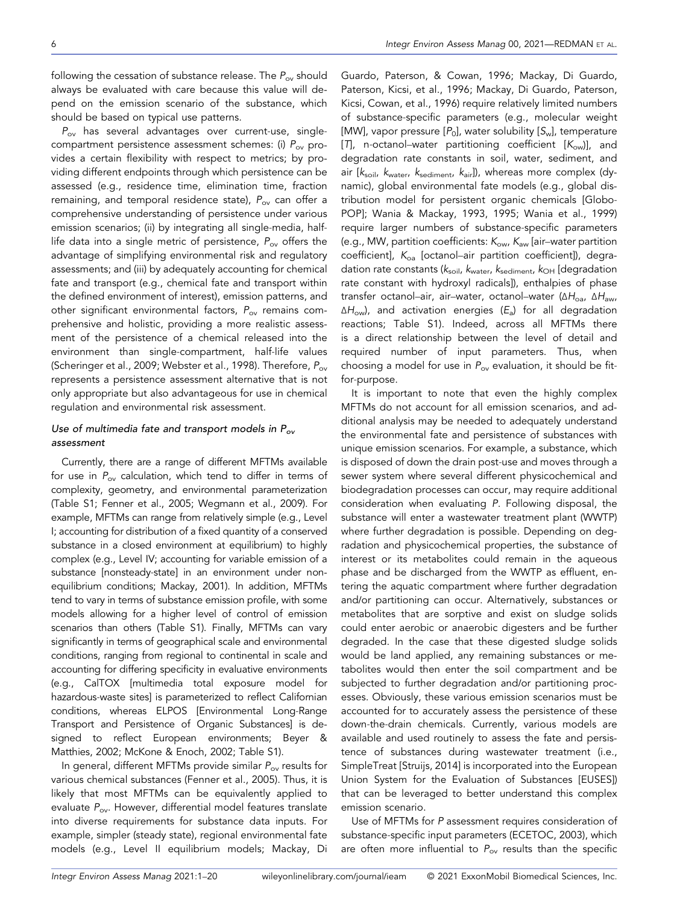following the cessation of substance release. The $P_{ov}$ should always be evaluated with care because this value will depend on the emission scenario of the substance, which should be based on typical use patterns.

$P_{ov}$ has several advantages over current-use, single-compartment persistence assessment schemes: (i) $P_{ov}$ provides a certain flexibility with respect to metrics; by providing different endpoints through which persistence can be assessed (e.g., residence time, elimination time, fraction remaining, and temporal residence state), $P_{ov}$ can offer a comprehensive understanding of persistence under various emission scenarios; (ii) by integrating all single-media, half-life data into a single metric of persistence, $P_{ov}$ offers the advantage of simplifying environmental risk and regulatory assessments; and (iii) by adequately accounting for chemical fate and transport (e.g., chemical fate and transport within the defined environment of interest), emission patterns, and other significant environmental factors, $P_{ov}$ remains comprehensive and holistic, providing a more realistic assessment of the persistence of a chemical released into the environment than single-compartment, half-life values (Scheringer et al., 2009; Webster et al., 1998). Therefore, $P_{ov}$ represents a persistence assessment alternative that is not only appropriate but also advantageous for use in chemical regulation and environmental risk assessment.

### *Use of multimedia fate and transport models in $P_{ov}$ assessment*

Currently, there are a range of different MFTMs available for use in $P_{ov}$ calculation, which tend to differ in terms of complexity, geometry, and environmental parameterization (Table S1; Fenner et al., 2005; Wegmann et al., 2009). For example, MFTMs can range from relatively simple (e.g., Level I; accounting for distribution of a fixed quantity of a conserved substance in a closed environment at equilibrium) to highly complex (e.g., Level IV; accounting for variable emission of a substance [nonsteady-state] in an environment under nonequilibrium conditions; Mackay, 2001). In addition, MFTMs tend to vary in terms of substance emission profile, with some models allowing for a higher level of control of emission scenarios than others (Table S1). Finally, MFTMs can vary significantly in terms of geographical scale and environmental conditions, ranging from regional to continental in scale and accounting for differing specificity in evaluative environments (e.g., CalTOX [multimedia total exposure model for hazardous-waste sites] is parameterized to reflect Californian conditions, whereas ELPOS [Environmental Long-Range Transport and Persistence of Organic Substances] is designed to reflect European environments; Beyer & Matthies, 2002; McKone & Enoch, 2002; Table S1).

In general, different MFTMs provide similar $P_{ov}$ results for various chemical substances (Fenner et al., 2005). Thus, it is likely that most MFTMs can be equivalently applied to evaluate $P_{ov}$. However, differential model features translate into diverse requirements for substance data inputs. For example, simpler (steady state), regional environmental fate models (e.g., Level II equilibrium models; Mackay, Di Guardo, Paterson, & Cowan, 1996; Mackay, Di Guardo, Paterson, Kicsi, et al., 1996; Mackay, Di Guardo, Paterson, Kicsi, Cowan, et al., 1996) require relatively limited numbers of substance-specific parameters (e.g., molecular weight [MW], vapor pressure [$P_0$], water solubility [$S_w$], temperature [$T$], n-octanol–water partitioning coefficient [$K_{ow}$]), and degradation rate constants in soil, water, sediment, and air [$k_{soil}$, $k_{water}$, $k_{sediment}$, $k_{air}$]), whereas more complex (dynamic), global environmental fate models (e.g., global distribution model for persistent organic chemicals [GloboPOP]; Wania & Mackay, 1993, 1995; Wania et al., 1999) require larger numbers of substance-specific parameters (e.g., MW, partition coefficients: $K_{ow}$, $K_{aw}$ [air–water partition coefficient], $K_{oa}$ [octanol–air partition coefficient]), degradation rate constants ($k_{soil}$, $k_{water}$, $k_{sediment}$, $k_{OH}$ [degradation rate constant with hydroxyl radicals]), enthalpies of phase transfer octanol–air, air–water, octanol–water ($\Delta H_{oa}$, $\Delta H_{aw}$, $\Delta H_{ow}$), and activation energies ($E_a$) for all degradation reactions; Table S1). Indeed, across all MFTMs there is a direct relationship between the level of detail and required number of input parameters. Thus, when choosing a model for use in $P_{ov}$ evaluation, it should be fit-for-purpose.

It is important to note that even the highly complex MFTMs do not account for all emission scenarios, and additional analysis may be needed to adequately understand the environmental fate and persistence of substances with unique emission scenarios. For example, a substance, which is disposed of down the drain post-use and moves through a sewer system where several different physicochemical and biodegradation processes can occur, may require additional consideration when evaluating *P*. Following disposal, the substance will enter a wastewater treatment plant (WWTP) where further degradation is possible. Depending on degradation and physicochemical properties, the substance of interest or its metabolites could remain in the aqueous phase and be discharged from the WWTP as effluent, entering the aquatic compartment where further degradation and/or partitioning can occur. Alternatively, substances or metabolites that are sorptive and exist on sludge solids could enter aerobic or anaerobic digesters and be further degraded. In the case that these digested sludge solids would be land applied, any remaining substances or metabolites would then enter the soil compartment and be subjected to further degradation and/or partitioning processes. Obviously, these various emission scenarios must be accounted for to accurately assess the persistence of these down-the-drain chemicals. Currently, various models are available and used routinely to assess the fate and persistence of substances during wastewater treatment (i.e., SimpleTreat [Struijs, 2014] is incorporated into the European Union System for the Evaluation of Substances [EUSES]) that can be leveraged to better understand this complex emission scenario.

Use of MFTMs for *P* assessment requires consideration of substance-specific input parameters (ECETOC, 2003), which are often more influential to $P_{ov}$ results than the specific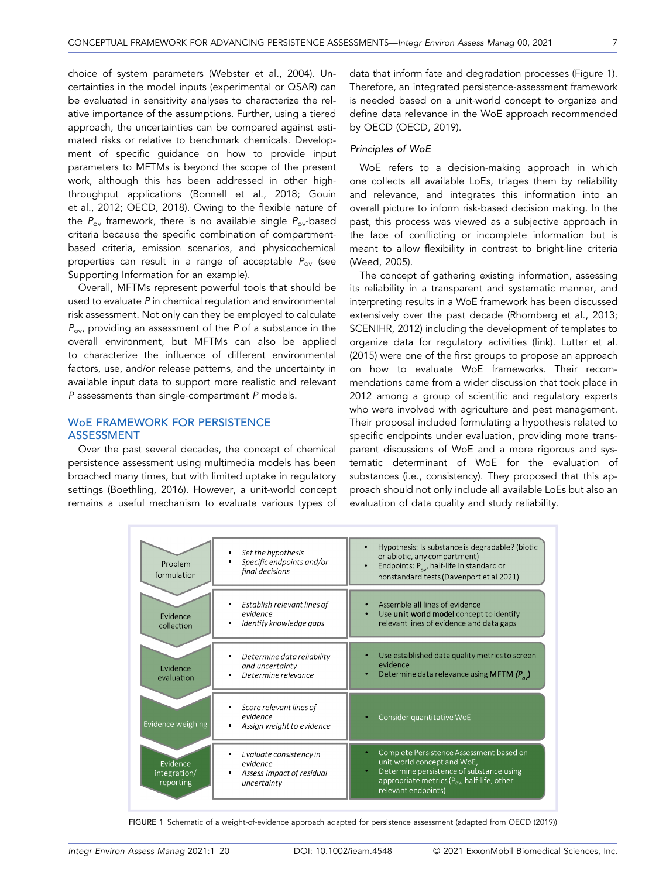choice of system parameters (Webster et al., 2004). Uncertainties in the model inputs (experimental or QSAR) can be evaluated in sensitivity analyses to characterize the relative importance of the assumptions. Further, using a tiered approach, the uncertainties can be compared against estimated risks or relative to benchmark chemicals. Development of specific guidance on how to provide input parameters to MFTMs is beyond the scope of the present work, although this has been addressed in other high-throughput applications (Bonnell et al., 2018; Gouin et al., 2012; OECD, 2018). Owing to the flexible nature of the $P_{ov}$ framework, there is no available single $P_{ov}$-based criteria because the specific combination of compartment-based criteria, emission scenarios, and physicochemical properties can result in a range of acceptable $P_{ov}$ (see Supporting Information for an example).

Overall, MFTMs represent powerful tools that should be used to evaluate *P* in chemical regulation and environmental risk assessment. Not only can they be employed to calculate $P_{ov}$, providing an assessment of the *P* of a substance in the overall environment, but MFTMs can also be applied to characterize the influence of different environmental factors, use, and/or release patterns, and the uncertainty in available input data to support more realistic and relevant *P* assessments than single-compartment *P* models.

## WoE FRAMEWORK FOR PERSISTENCE ASSESSMENT

Over the past several decades, the concept of chemical persistence assessment using multimedia models has been broached many times, but with limited uptake in regulatory settings (Boethling, 2016). However, a unit-world concept remains a useful mechanism to evaluate various types of data that inform fate and degradation processes (Figure 1). Therefore, an integrated persistence-assessment framework is needed based on a unit-world concept to organize and define data relevance in the WoE approach recommended by OECD (OECD, 2019).

### *Principles of WoE*

WoE refers to a decision-making approach in which one collects all available LoEs, triages them by reliability and relevance, and integrates this information into an overall picture to inform risk-based decision making. In the past, this process was viewed as a subjective approach in the face of conflicting or incomplete information but is meant to allow flexibility in contrast to bright-line criteria (Weed, 2005).

The concept of gathering existing information, assessing its reliability in a transparent and systematic manner, and interpreting results in a WoE framework has been discussed extensively over the past decade (Rhomberg et al., 2013; SCENIHR, 2012) including the development of templates to organize data for regulatory activities (link). Lutter et al. (2015) were one of the first groups to propose an approach on how to evaluate WoE frameworks. Their recommendations came from a wider discussion that took place in 2012 among a group of scientific and regulatory experts who were involved with agriculture and pest management. Their proposal included formulating a hypothesis related to specific endpoints under evaluation, providing more transparent discussions of WoE and a more rigorous and systematic determinant of WoE for the evaluation of substances (i.e., consistency). They proposed that this approach should not only include all available LoEs but also an evaluation of data quality and study reliability.

| Stage | Tasks | Persistence assessment |
|---|---|---|
| Problem formulation | *Set the hypothesis*<br>*Specific endpoints and/or final decisions* | Hypothesis: Is substance is degradable? (biotic or abiotic, any compartment)<br>Endpoints: $P_{ov}$, half-life in standard or nonstandard tests (Davenport et al 2021) |
| Evidence collection | *Establish relevant lines of evidence*<br>*Identify knowledge gaps* | Assemble all lines of evidence<br>Use **unit world model** concept to identify relevant lines of evidence and data gaps |
| Evidence evaluation | *Determine data reliability and uncertainty*<br>*Determine relevance* | Use established data quality metrics to screen evidence<br>Determine data relevance using **MFTM** ($P_{ov}$) |
| Evidence weighing | *Score relevant lines of evidence*<br>*Assign weight to evidence* | Consider quantitative WoE |
| Evidence integration/ reporting | *Evaluate consistency in evidence*<br>*Assess impact of residual uncertainty* | Complete Persistence Assessment based on unit world concept and WoE,<br>Determine persistence of substance using appropriate metrics ($P_{ov}$, half-life, other relevant endpoints) |

FIGURE 1 Schematic of a weight-of-evidence approach adapted for persistence assessment (adapted from OECD (2019))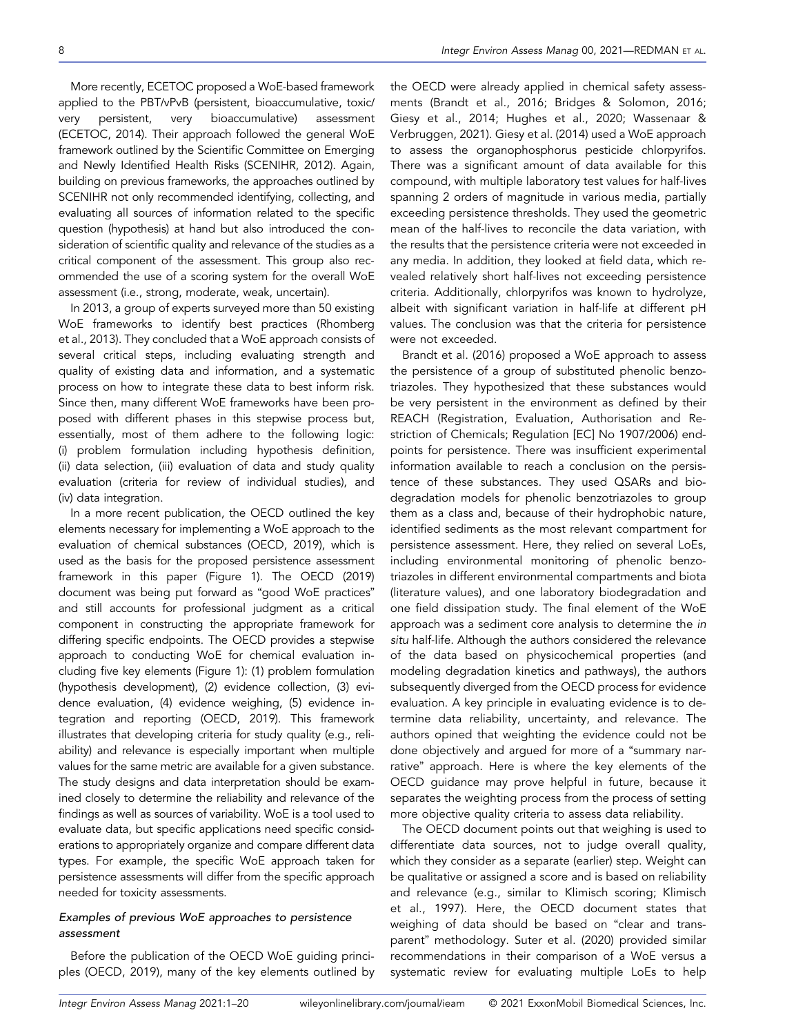More recently, ECETOC proposed a WoE-based framework applied to the PBT/vPvB (persistent, bioaccumulative, toxic/very persistent, very bioaccumulative) assessment (ECETOC, 2014). Their approach followed the general WoE framework outlined by the Scientific Committee on Emerging and Newly Identified Health Risks (SCENIHR, 2012). Again, building on previous frameworks, the approaches outlined by SCENIHR not only recommended identifying, collecting, and evaluating all sources of information related to the specific question (hypothesis) at hand but also introduced the consideration of scientific quality and relevance of the studies as a critical component of the assessment. This group also recommended the use of a scoring system for the overall WoE assessment (i.e., strong, moderate, weak, uncertain).

In 2013, a group of experts surveyed more than 50 existing WoE frameworks to identify best practices (Rhomberg et al., 2013). They concluded that a WoE approach consists of several critical steps, including evaluating strength and quality of existing data and information, and a systematic process on how to integrate these data to best inform risk. Since then, many different WoE frameworks have been proposed with different phases in this stepwise process but, essentially, most of them adhere to the following logic: (i) problem formulation including hypothesis definition, (ii) data selection, (iii) evaluation of data and study quality evaluation (criteria for review of individual studies), and (iv) data integration.

In a more recent publication, the OECD outlined the key elements necessary for implementing a WoE approach to the evaluation of chemical substances (OECD, 2019), which is used as the basis for the proposed persistence assessment framework in this paper (Figure 1). The OECD (2019) document was being put forward as "good WoE practices" and still accounts for professional judgment as a critical component in constructing the appropriate framework for differing specific endpoints. The OECD provides a stepwise approach to conducting WoE for chemical evaluation including five key elements (Figure 1): (1) problem formulation (hypothesis development), (2) evidence collection, (3) evidence evaluation, (4) evidence weighing, (5) evidence integration and reporting (OECD, 2019). This framework illustrates that developing criteria for study quality (e.g., reliability) and relevance is especially important when multiple values for the same metric are available for a given substance. The study designs and data interpretation should be examined closely to determine the reliability and relevance of the findings as well as sources of variability. WoE is a tool used to evaluate data, but specific applications need specific considerations to appropriately organize and compare different data types. For example, the specific WoE approach taken for persistence assessments will differ from the specific approach needed for toxicity assessments.

### *Examples of previous WoE approaches to persistence assessment*

Before the publication of the OECD WoE guiding principles (OECD, 2019), many of the key elements outlined by the OECD were already applied in chemical safety assessments (Brandt et al., 2016; Bridges & Solomon, 2016; Giesy et al., 2014; Hughes et al., 2020; Wassenaar & Verbruggen, 2021). Giesy et al. (2014) used a WoE approach to assess the organophosphorus pesticide chlorpyrifos. There was a significant amount of data available for this compound, with multiple laboratory test values for half-lives spanning 2 orders of magnitude in various media, partially exceeding persistence thresholds. They used the geometric mean of the half-lives to reconcile the data variation, with the results that the persistence criteria were not exceeded in any media. In addition, they looked at field data, which revealed relatively short half-lives not exceeding persistence criteria. Additionally, chlorpyrifos was known to hydrolyze, albeit with significant variation in half-life at different pH values. The conclusion was that the criteria for persistence were not exceeded.

Brandt et al. (2016) proposed a WoE approach to assess the persistence of a group of substituted phenolic benzotriazoles. They hypothesized that these substances would be very persistent in the environment as defined by their REACH (Registration, Evaluation, Authorisation and Restriction of Chemicals; Regulation [EC] No 1907/2006) endpoints for persistence. There was insufficient experimental information available to reach a conclusion on the persistence of these substances. They used QSARs and biodegradation models for phenolic benzotriazoles to group them as a class and, because of their hydrophobic nature, identified sediments as the most relevant compartment for persistence assessment. Here, they relied on several LoEs, including environmental monitoring of phenolic benzotriazoles in different environmental compartments and biota (literature values), and one laboratory biodegradation and one field dissipation study. The final element of the WoE approach was a sediment core analysis to determine the *in situ* half-life. Although the authors considered the relevance of the data based on physicochemical properties (and modeling degradation kinetics and pathways), the authors subsequently diverged from the OECD process for evidence evaluation. A key principle in evaluating evidence is to determine data reliability, uncertainty, and relevance. The authors opined that weighting the evidence could not be done objectively and argued for more of a "summary narrative" approach. Here is where the key elements of the OECD guidance may prove helpful in future, because it separates the weighting process from the process of setting more objective quality criteria to assess data reliability.

The OECD document points out that weighing is used to differentiate data sources, not to judge overall quality, which they consider as a separate (earlier) step. Weight can be qualitative or assigned a score and is based on reliability and relevance (e.g., similar to Klimisch scoring; Klimisch et al., 1997). Here, the OECD document states that weighing of data should be based on "clear and transparent" methodology. Suter et al. (2020) provided similar recommendations in their comparison of a WoE versus a systematic review for evaluating multiple LoEs to help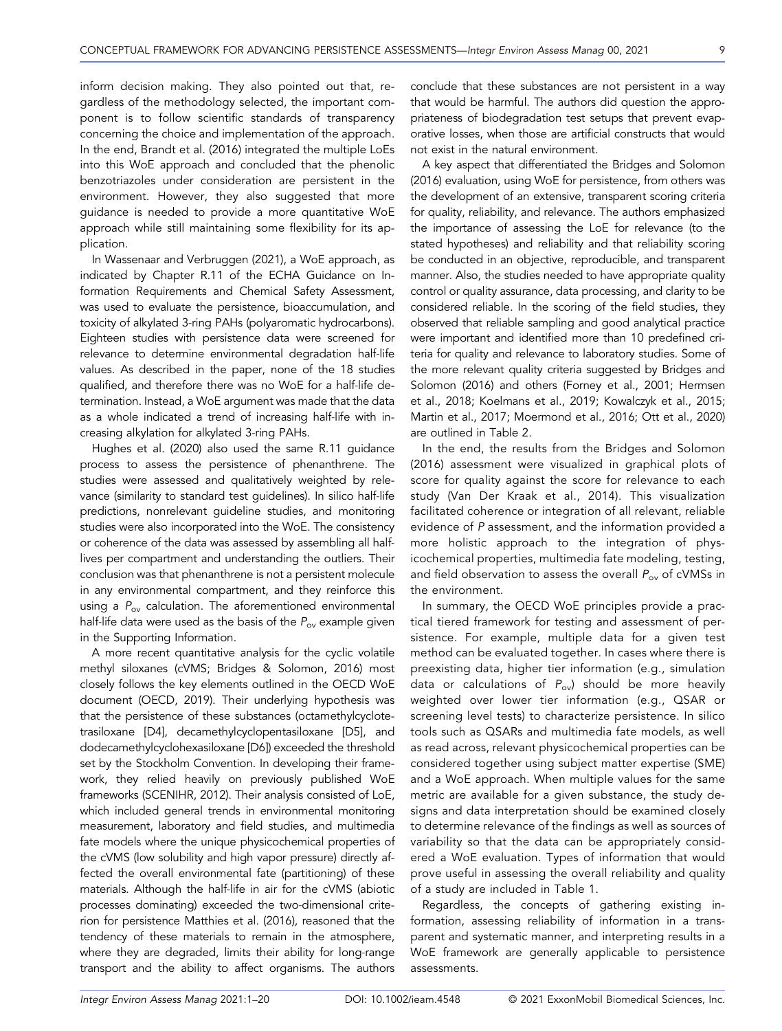inform decision making. They also pointed out that, regardless of the methodology selected, the important component is to follow scientific standards of transparency concerning the choice and implementation of the approach. In the end, Brandt et al. (2016) integrated the multiple LoEs into this WoE approach and concluded that the phenolic benzotriazoles under consideration are persistent in the environment. However, they also suggested that more guidance is needed to provide a more quantitative WoE approach while still maintaining some flexibility for its application.

In Wassenaar and Verbruggen (2021), a WoE approach, as indicated by Chapter R.11 of the ECHA Guidance on Information Requirements and Chemical Safety Assessment, was used to evaluate the persistence, bioaccumulation, and toxicity of alkylated 3-ring PAHs (polyaromatic hydrocarbons). Eighteen studies with persistence data were screened for relevance to determine environmental degradation half-life values. As described in the paper, none of the 18 studies qualified, and therefore there was no WoE for a half-life determination. Instead, a WoE argument was made that the data as a whole indicated a trend of increasing half-life with increasing alkylation for alkylated 3-ring PAHs.

Hughes et al. (2020) also used the same R.11 guidance process to assess the persistence of phenanthrene. The studies were assessed and qualitatively weighted by relevance (similarity to standard test guidelines). In silico half-life predictions, nonrelevant guideline studies, and monitoring studies were also incorporated into the WoE. The consistency or coherence of the data was assessed by assembling all half-lives per compartment and understanding the outliers. Their conclusion was that phenanthrene is not a persistent molecule in any environmental compartment, and they reinforce this using a $P_{ov}$ calculation. The aforementioned environmental half-life data were used as the basis of the $P_{ov}$ example given in the Supporting Information.

A more recent quantitative analysis for the cyclic volatile methyl siloxanes (cVMS; Bridges & Solomon, 2016) most closely follows the key elements outlined in the OECD WoE document (OECD, 2019). Their underlying hypothesis was that the persistence of these substances (octamethylcyclotetrasiloxane [D4], decamethylcyclopentasiloxane [D5], and dodecamethylcyclohexasiloxane [D6]) exceeded the threshold set by the Stockholm Convention. In developing their framework, they relied heavily on previously published WoE frameworks (SCENIHR, 2012). Their analysis consisted of LoE, which included general trends in environmental monitoring measurement, laboratory and field studies, and multimedia fate models where the unique physicochemical properties of the cVMS (low solubility and high vapor pressure) directly affected the overall environmental fate (partitioning) of these materials. Although the half-life in air for the cVMS (abiotic processes dominating) exceeded the two-dimensional criterion for persistence Matthies et al. (2016), reasoned that the tendency of these materials to remain in the atmosphere, where they are degraded, limits their ability for long-range transport and the ability to affect organisms. The authors conclude that these substances are not persistent in a way that would be harmful. The authors did question the appropriateness of biodegradation test setups that prevent evaporative losses, when those are artificial constructs that would not exist in the natural environment.

A key aspect that differentiated the Bridges and Solomon (2016) evaluation, using WoE for persistence, from others was the development of an extensive, transparent scoring criteria for quality, reliability, and relevance. The authors emphasized the importance of assessing the LoE for relevance (to the stated hypotheses) and reliability and that reliability scoring be conducted in an objective, reproducible, and transparent manner. Also, the studies needed to have appropriate quality control or quality assurance, data processing, and clarity to be considered reliable. In the scoring of the field studies, they observed that reliable sampling and good analytical practice were important and identified more than 10 predefined criteria for quality and relevance to laboratory studies. Some of the more relevant quality criteria suggested by Bridges and Solomon (2016) and others (Forney et al., 2001; Hermsen et al., 2018; Koelmans et al., 2019; Kowalczyk et al., 2015; Martin et al., 2017; Moermond et al., 2016; Ott et al., 2020) are outlined in Table 2.

In the end, the results from the Bridges and Solomon (2016) assessment were visualized in graphical plots of score for quality against the score for relevance to each study (Van Der Kraak et al., 2014). This visualization facilitated coherence or integration of all relevant, reliable evidence of *P* assessment, and the information provided a more holistic approach to the integration of physicochemical properties, multimedia fate modeling, testing, and field observation to assess the overall $P_{ov}$ of cVMSs in the environment.

In summary, the OECD WoE principles provide a practical tiered framework for testing and assessment of persistence. For example, multiple data for a given test method can be evaluated together. In cases where there is preexisting data, higher tier information (e.g., simulation data or calculations of $P_{ov}$) should be more heavily weighted over lower tier information (e.g., QSAR or screening level tests) to characterize persistence. In silico tools such as QSARs and multimedia fate models, as well as read across, relevant physicochemical properties can be considered together using subject matter expertise (SME) and a WoE approach. When multiple values for the same metric are available for a given substance, the study designs and data interpretation should be examined closely to determine relevance of the findings as well as sources of variability so that the data can be appropriately considered a WoE evaluation. Types of information that would prove useful in assessing the overall reliability and quality of a study are included in Table 1.

Regardless, the concepts of gathering existing information, assessing reliability of information in a transparent and systematic manner, and interpreting results in a WoE framework are generally applicable to persistence assessments.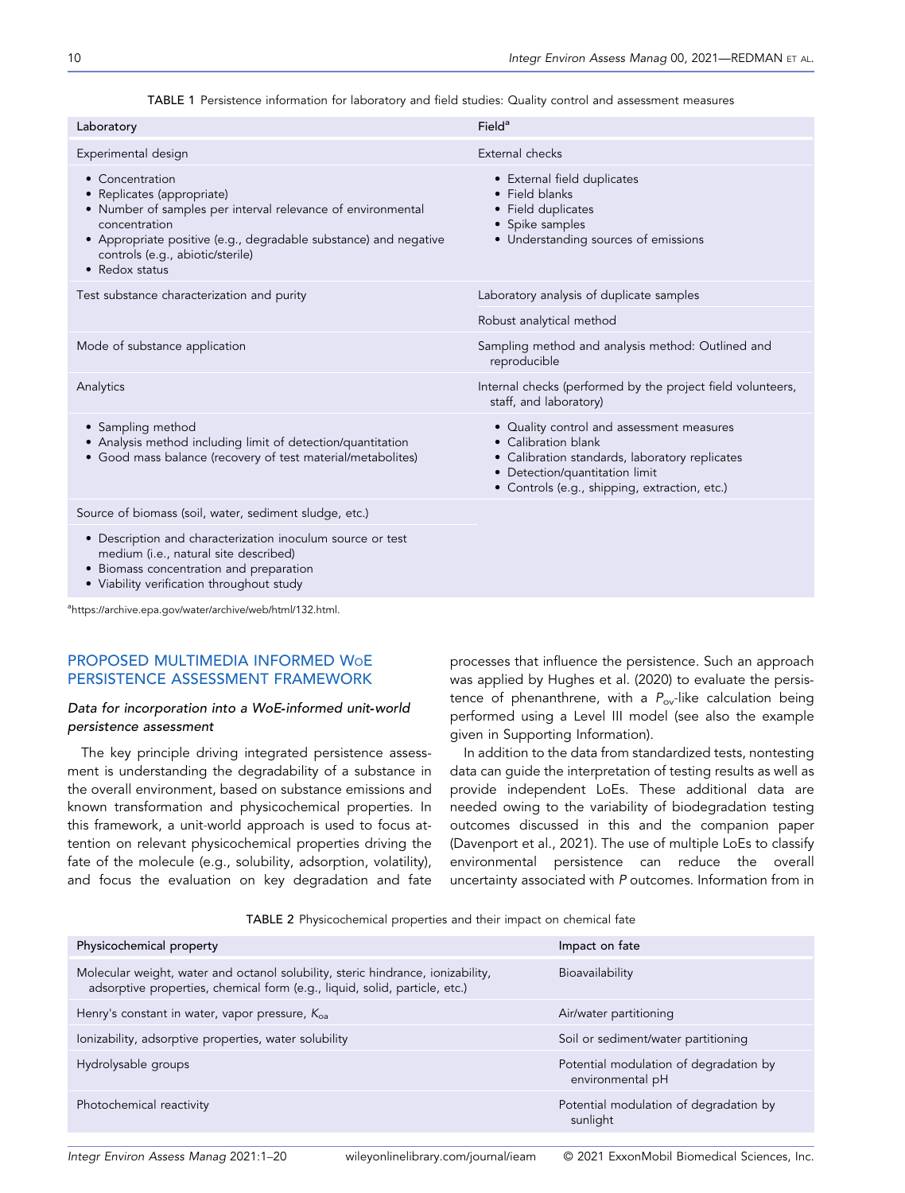TABLE 1 Persistence information for laboratory and field studies: Quality control and assessment measures

| Laboratory | Field[a] |
|---|---|
| Experimental design | External checks |
| • Concentration<br>• Replicates (appropriate)<br>• Number of samples per interval relevance of environmental concentration<br>• Appropriate positive (e.g., degradable substance) and negative controls (e.g., abiotic/sterile)<br>• Redox status | • External field duplicates<br>• Field blanks<br>• Field duplicates<br>• Spike samples<br>• Understanding sources of emissions |
| Test substance characterization and purity | Laboratory analysis of duplicate samples |
| | Robust analytical method |
| Mode of substance application | Sampling method and analysis method: Outlined and reproducible |
| Analytics | Internal checks (performed by the project field volunteers, staff, and laboratory) |
| • Sampling method<br>• Analysis method including limit of detection/quantitation<br>• Good mass balance (recovery of test material/metabolites) | • Quality control and assessment measures<br>• Calibration blank<br>• Calibration standards, laboratory replicates<br>• Detection/quantitation limit<br>• Controls (e.g., shipping, extraction, etc.) |
| Source of biomass (soil, water, sediment sludge, etc.) | |
| • Description and characterization inoculum source or test medium (i.e., natural site described)<br>• Biomass concentration and preparation<br>• Viability verification throughout study | |

[a]https://archive.epa.gov/water/archive/web/html/132.html.

## PROPOSED MULTIMEDIA INFORMED WoE PERSISTENCE ASSESSMENT FRAMEWORK

### *Data for incorporation into a WoE-informed unit-world persistence assessment*

The key principle driving integrated persistence assessment is understanding the degradability of a substance in the overall environment, based on substance emissions and known transformation and physicochemical properties. In this framework, a unit-world approach is used to focus attention on relevant physicochemical properties driving the fate of the molecule (e.g., solubility, adsorption, volatility), and focus the evaluation on key degradation and fate processes that influence the persistence. Such an approach was applied by Hughes et al. (2020) to evaluate the persistence of phenanthrene, with a $P_{ov}$-like calculation being performed using a Level III model (see also the example given in Supporting Information).

In addition to the data from standardized tests, nontesting data can guide the interpretation of testing results as well as provide independent LoEs. These additional data are needed owing to the variability of biodegradation testing outcomes discussed in this and the companion paper (Davenport et al., 2021). The use of multiple LoEs to classify environmental persistence can reduce the overall uncertainty associated with $P$ outcomes. Information from in

TABLE 2 Physicochemical properties and their impact on chemical fate

| Physicochemical property | Impact on fate |
|---|---|
| Molecular weight, water and octanol solubility, steric hindrance, ionizability, adsorptive properties, chemical form (e.g., liquid, solid, particle, etc.) | Bioavailability |
| Henry's constant in water, vapor pressure, $K_{oa}$ | Air/water partitioning |
| Ionizability, adsorptive properties, water solubility | Soil or sediment/water partitioning |
| Hydrolysable groups | Potential modulation of degradation by environmental pH |
| Photochemical reactivity | Potential modulation of degradation by sunlight |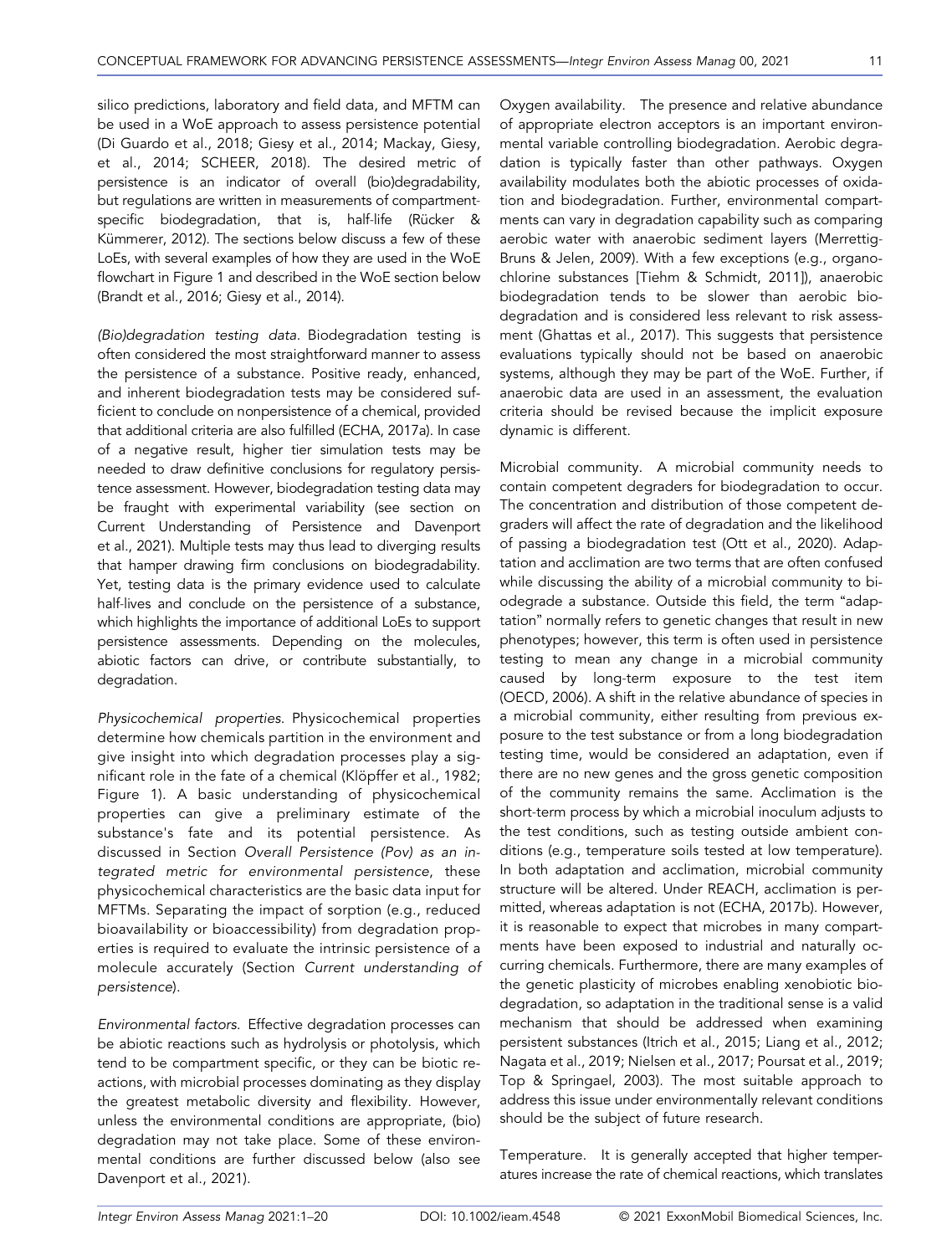silico predictions, laboratory and field data, and MFTM can be used in a WoE approach to assess persistence potential (Di Guardo et al., 2018; Giesy et al., 2014; Mackay, Giesy, et al., 2014; SCHEER, 2018). The desired metric of persistence is an indicator of overall (bio)degradability, but regulations are written in measurements of compartment-specific biodegradation, that is, half-life (Rücker & Kümmerer, 2012). The sections below discuss a few of these LoEs, with several examples of how they are used in the WoE flowchart in Figure 1 and described in the WoE section below (Brandt et al., 2016; Giesy et al., 2014).

*(Bio)degradation testing data.* Biodegradation testing is often considered the most straightforward manner to assess the persistence of a substance. Positive ready, enhanced, and inherent biodegradation tests may be considered sufficient to conclude on nonpersistence of a chemical, provided that additional criteria are also fulfilled (ECHA, 2017a). In case of a negative result, higher tier simulation tests may be needed to draw definitive conclusions for regulatory persistence assessment. However, biodegradation testing data may be fraught with experimental variability (see section on Current Understanding of Persistence and Davenport et al., 2021). Multiple tests may thus lead to diverging results that hamper drawing firm conclusions on biodegradability. Yet, testing data is the primary evidence used to calculate half-lives and conclude on the persistence of a substance, which highlights the importance of additional LoEs to support persistence assessments. Depending on the molecules, abiotic factors can drive, or contribute substantially, to degradation.

*Physicochemical properties.* Physicochemical properties determine how chemicals partition in the environment and give insight into which degradation processes play a significant role in the fate of a chemical (Klöpffer et al., 1982; Figure 1). A basic understanding of physicochemical properties can give a preliminary estimate of the substance's fate and its potential persistence. As discussed in Section *Overall Persistence (Pov) as an integrated metric for environmental persistence*, these physicochemical characteristics are the basic data input for MFTMs. Separating the impact of sorption (e.g., reduced bioavailability or bioaccessibility) from degradation properties is required to evaluate the intrinsic persistence of a molecule accurately (Section *Current understanding of persistence*).

*Environmental factors.* Effective degradation processes can be abiotic reactions such as hydrolysis or photolysis, which tend to be compartment specific, or they can be biotic reactions, with microbial processes dominating as they display the greatest metabolic diversity and flexibility. However, unless the environmental conditions are appropriate, (bio) degradation may not take place. Some of these environmental conditions are further discussed below (also see Davenport et al., 2021).

Oxygen availability. The presence and relative abundance of appropriate electron acceptors is an important environmental variable controlling biodegradation. Aerobic degradation is typically faster than other pathways. Oxygen availability modulates both the abiotic processes of oxidation and biodegradation. Further, environmental compartments can vary in degradation capability such as comparing aerobic water with anaerobic sediment layers (Merrettig-Bruns & Jelen, 2009). With a few exceptions (e.g., organochlorine substances [Tiehm & Schmidt, 2011]), anaerobic biodegradation tends to be slower than aerobic biodegradation and is considered less relevant to risk assessment (Ghattas et al., 2017). This suggests that persistence evaluations typically should not be based on anaerobic systems, although they may be part of the WoE. Further, if anaerobic data are used in an assessment, the evaluation criteria should be revised because the implicit exposure dynamic is different.

Microbial community. A microbial community needs to contain competent degraders for biodegradation to occur. The concentration and distribution of those competent degraders will affect the rate of degradation and the likelihood of passing a biodegradation test (Ott et al., 2020). Adaptation and acclimation are two terms that are often confused while discussing the ability of a microbial community to biodegrade a substance. Outside this field, the term "adaptation" normally refers to genetic changes that result in new phenotypes; however, this term is often used in persistence testing to mean any change in a microbial community caused by long-term exposure to the test item (OECD, 2006). A shift in the relative abundance of species in a microbial community, either resulting from previous exposure to the test substance or from a long biodegradation testing time, would be considered an adaptation, even if there are no new genes and the gross genetic composition of the community remains the same. Acclimation is the short-term process by which a microbial inoculum adjusts to the test conditions, such as testing outside ambient conditions (e.g., temperature soils tested at low temperature). In both adaptation and acclimation, microbial community structure will be altered. Under REACH, acclimation is permitted, whereas adaptation is not (ECHA, 2017b). However, it is reasonable to expect that microbes in many compartments have been exposed to industrial and naturally occurring chemicals. Furthermore, there are many examples of the genetic plasticity of microbes enabling xenobiotic biodegradation, so adaptation in the traditional sense is a valid mechanism that should be addressed when examining persistent substances (Itrich et al., 2015; Liang et al., 2012; Nagata et al., 2019; Nielsen et al., 2017; Poursat et al., 2019; Top & Springael, 2003). The most suitable approach to address this issue under environmentally relevant conditions should be the subject of future research.

Temperature. It is generally accepted that higher temperatures increase the rate of chemical reactions, which translates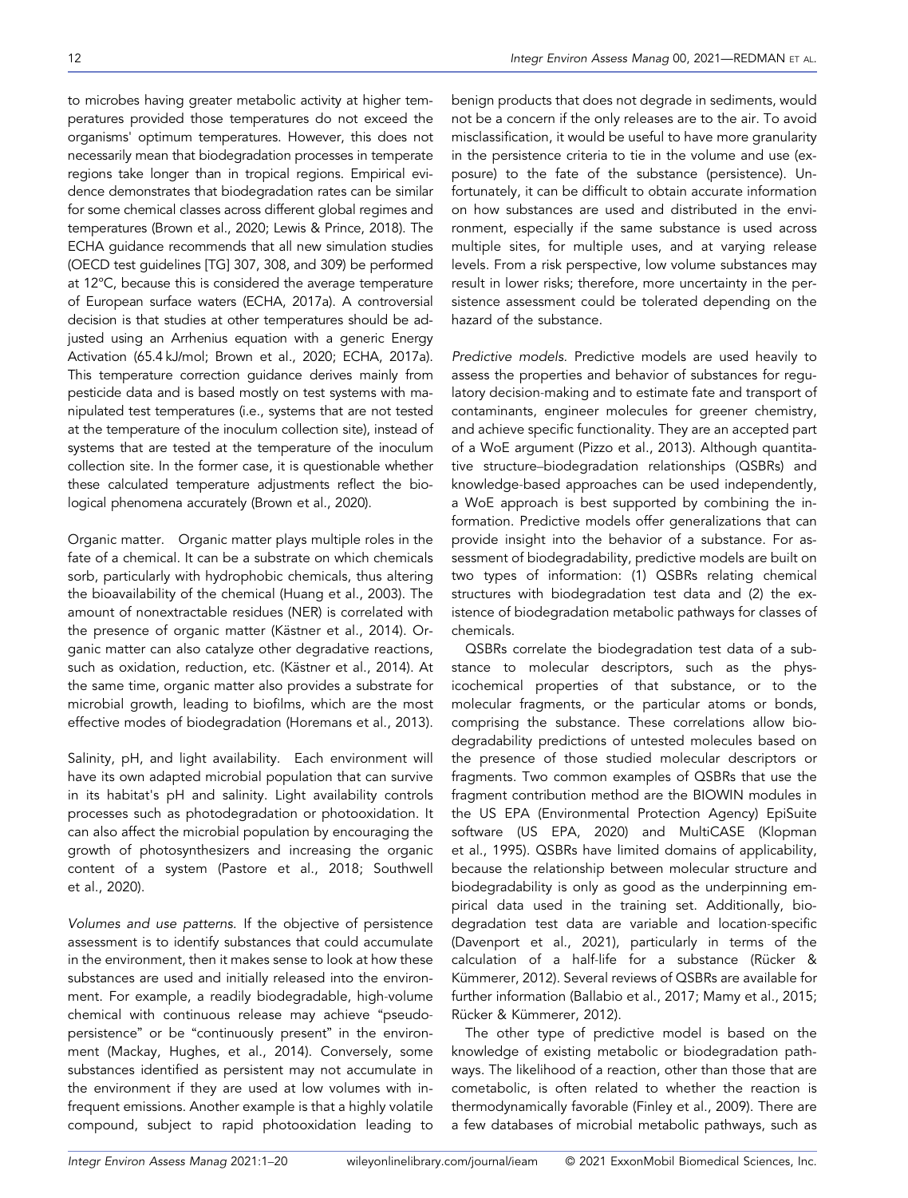to microbes having greater metabolic activity at higher temperatures provided those temperatures do not exceed the organisms' optimum temperatures. However, this does not necessarily mean that biodegradation processes in temperate regions take longer than in tropical regions. Empirical evidence demonstrates that biodegradation rates can be similar for some chemical classes across different global regimes and temperatures (Brown et al., 2020; Lewis & Prince, 2018). The ECHA guidance recommends that all new simulation studies (OECD test guidelines [TG] 307, 308, and 309) be performed at 12°C, because this is considered the average temperature of European surface waters (ECHA, 2017a). A controversial decision is that studies at other temperatures should be adjusted using an Arrhenius equation with a generic Energy Activation (65.4 kJ/mol; Brown et al., 2020; ECHA, 2017a). This temperature correction guidance derives mainly from pesticide data and is based mostly on test systems with manipulated test temperatures (i.e., systems that are not tested at the temperature of the inoculum collection site), instead of systems that are tested at the temperature of the inoculum collection site. In the former case, it is questionable whether these calculated temperature adjustments reflect the biological phenomena accurately (Brown et al., 2020).

Organic matter. Organic matter plays multiple roles in the fate of a chemical. It can be a substrate on which chemicals sorb, particularly with hydrophobic chemicals, thus altering the bioavailability of the chemical (Huang et al., 2003). The amount of nonextractable residues (NER) is correlated with the presence of organic matter (Kästner et al., 2014). Organic matter can also catalyze other degradative reactions, such as oxidation, reduction, etc. (Kästner et al., 2014). At the same time, organic matter also provides a substrate for microbial growth, leading to biofilms, which are the most effective modes of biodegradation (Horemans et al., 2013).

Salinity, pH, and light availability. Each environment will have its own adapted microbial population that can survive in its habitat's pH and salinity. Light availability controls processes such as photodegradation or photooxidation. It can also affect the microbial population by encouraging the growth of photosynthesizers and increasing the organic content of a system (Pastore et al., 2018; Southwell et al., 2020).

*Volumes and use patterns.* If the objective of persistence assessment is to identify substances that could accumulate in the environment, then it makes sense to look at how these substances are used and initially released into the environment. For example, a readily biodegradable, high-volume chemical with continuous release may achieve "pseudo-persistence" or be "continuously present" in the environment (Mackay, Hughes, et al., 2014). Conversely, some substances identified as persistent may not accumulate in the environment if they are used at low volumes with infrequent emissions. Another example is that a highly volatile compound, subject to rapid photooxidation leading to benign products that does not degrade in sediments, would not be a concern if the only releases are to the air. To avoid misclassification, it would be useful to have more granularity in the persistence criteria to tie in the volume and use (exposure) to the fate of the substance (persistence). Unfortunately, it can be difficult to obtain accurate information on how substances are used and distributed in the environment, especially if the same substance is used across multiple sites, for multiple uses, and at varying release levels. From a risk perspective, low volume substances may result in lower risks; therefore, more uncertainty in the persistence assessment could be tolerated depending on the hazard of the substance.

*Predictive models.* Predictive models are used heavily to assess the properties and behavior of substances for regulatory decision-making and to estimate fate and transport of contaminants, engineer molecules for greener chemistry, and achieve specific functionality. They are an accepted part of a WoE argument (Pizzo et al., 2013). Although quantitative structure–biodegradation relationships (QSBRs) and knowledge-based approaches can be used independently, a WoE approach is best supported by combining the information. Predictive models offer generalizations that can provide insight into the behavior of a substance. For assessment of biodegradability, predictive models are built on two types of information: (1) QSBRs relating chemical structures with biodegradation test data and (2) the existence of biodegradation metabolic pathways for classes of chemicals.

QSBRs correlate the biodegradation test data of a substance to molecular descriptors, such as the physicochemical properties of that substance, or to the molecular fragments, or the particular atoms or bonds, comprising the substance. These correlations allow biodegradability predictions of untested molecules based on the presence of those studied molecular descriptors or fragments. Two common examples of QSBRs that use the fragment contribution method are the BIOWIN modules in the US EPA (Environmental Protection Agency) EpiSuite software (US EPA, 2020) and MultiCASE (Klopman et al., 1995). QSBRs have limited domains of applicability, because the relationship between molecular structure and biodegradability is only as good as the underpinning empirical data used in the training set. Additionally, biodegradation test data are variable and location-specific (Davenport et al., 2021), particularly in terms of the calculation of a half-life for a substance (Rücker & Kümmerer, 2012). Several reviews of QSBRs are available for further information (Ballabio et al., 2017; Mamy et al., 2015; Rücker & Kümmerer, 2012).

The other type of predictive model is based on the knowledge of existing metabolic or biodegradation pathways. The likelihood of a reaction, other than those that are cometabolic, is often related to whether the reaction is thermodynamically favorable (Finley et al., 2009). There are a few databases of microbial metabolic pathways, such as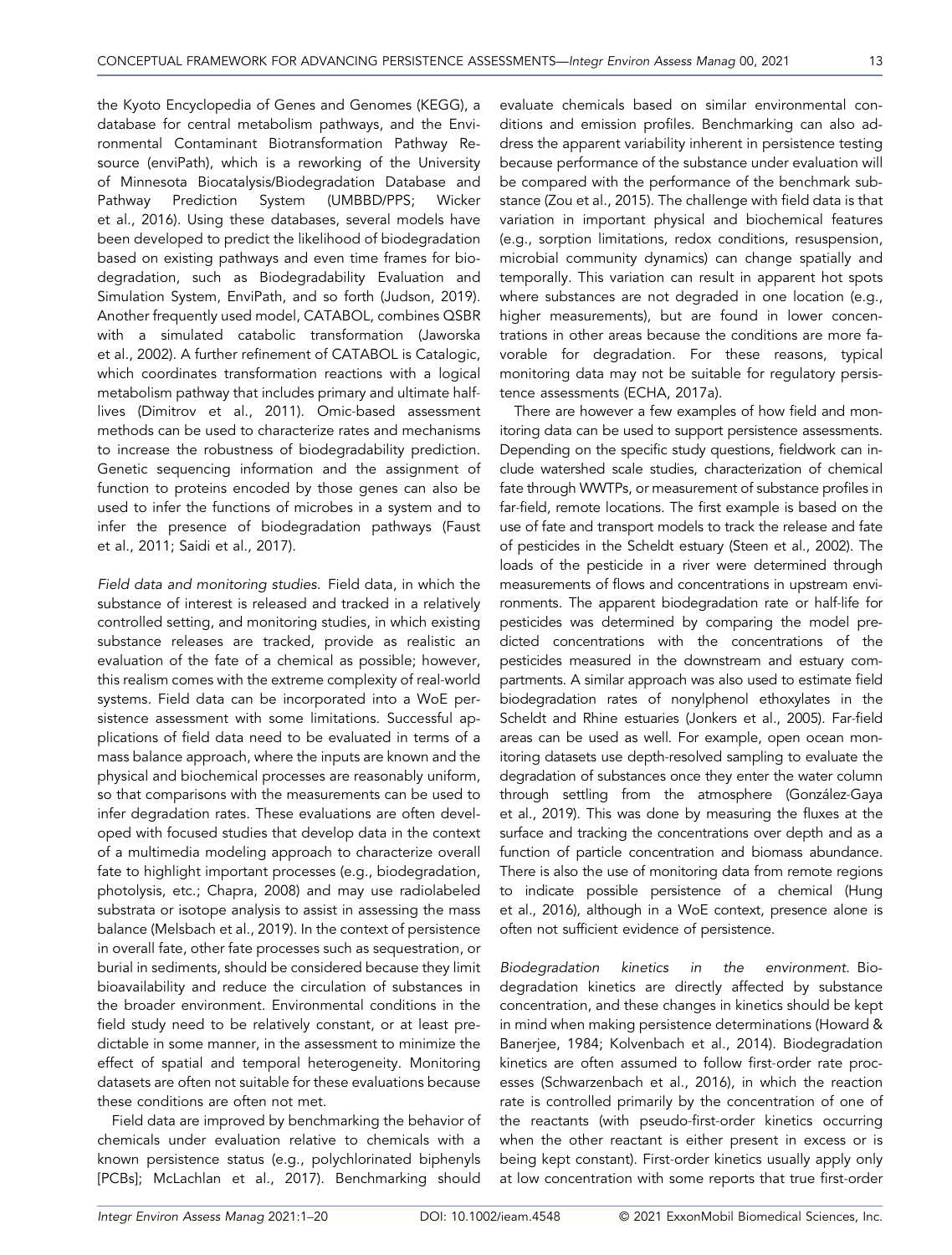the Kyoto Encyclopedia of Genes and Genomes (KEGG), a database for central metabolism pathways, and the Environmental Contaminant Biotransformation Pathway Resource (enviPath), which is a reworking of the University of Minnesota Biocatalysis/Biodegradation Database and Pathway Prediction System (UMBBD/PPS; Wicker et al., 2016). Using these databases, several models have been developed to predict the likelihood of biodegradation based on existing pathways and even time frames for biodegradation, such as Biodegradability Evaluation and Simulation System, EnviPath, and so forth (Judson, 2019). Another frequently used model, CATABOL, combines QSBR with a simulated catabolic transformation (Jaworska et al., 2002). A further refinement of CATABOL is Catalogic, which coordinates transformation reactions with a logical metabolism pathway that includes primary and ultimate half-lives (Dimitrov et al., 2011). Omic-based assessment methods can be used to characterize rates and mechanisms to increase the robustness of biodegradability prediction. Genetic sequencing information and the assignment of function to proteins encoded by those genes can also be used to infer the functions of microbes in a system and to infer the presence of biodegradation pathways (Faust et al., 2011; Saidi et al., 2017).

*Field data and monitoring studies.* Field data, in which the substance of interest is released and tracked in a relatively controlled setting, and monitoring studies, in which existing substance releases are tracked, provide as realistic an evaluation of the fate of a chemical as possible; however, this realism comes with the extreme complexity of real-world systems. Field data can be incorporated into a WoE persistence assessment with some limitations. Successful applications of field data need to be evaluated in terms of a mass balance approach, where the inputs are known and the physical and biochemical processes are reasonably uniform, so that comparisons with the measurements can be used to infer degradation rates. These evaluations are often developed with focused studies that develop data in the context of a multimedia modeling approach to characterize overall fate to highlight important processes (e.g., biodegradation, photolysis, etc.; Chapra, 2008) and may use radiolabeled substrata or isotope analysis to assist in assessing the mass balance (Melsbach et al., 2019). In the context of persistence in overall fate, other fate processes such as sequestration, or burial in sediments, should be considered because they limit bioavailability and reduce the circulation of substances in the broader environment. Environmental conditions in the field study need to be relatively constant, or at least predictable in some manner, in the assessment to minimize the effect of spatial and temporal heterogeneity. Monitoring datasets are often not suitable for these evaluations because these conditions are often not met.

Field data are improved by benchmarking the behavior of chemicals under evaluation relative to chemicals with a known persistence status (e.g., polychlorinated biphenyls [PCBs]; McLachlan et al., 2017). Benchmarking should evaluate chemicals based on similar environmental conditions and emission profiles. Benchmarking can also address the apparent variability inherent in persistence testing because performance of the substance under evaluation will be compared with the performance of the benchmark substance (Zou et al., 2015). The challenge with field data is that variation in important physical and biochemical features (e.g., sorption limitations, redox conditions, resuspension, microbial community dynamics) can change spatially and temporally. This variation can result in apparent hot spots where substances are not degraded in one location (e.g., higher measurements), but are found in lower concentrations in other areas because the conditions are more favorable for degradation. For these reasons, typical monitoring data may not be suitable for regulatory persistence assessments (ECHA, 2017a).

There are however a few examples of how field and monitoring data can be used to support persistence assessments. Depending on the specific study questions, fieldwork can include watershed scale studies, characterization of chemical fate through WWTPs, or measurement of substance profiles in far-field, remote locations. The first example is based on the use of fate and transport models to track the release and fate of pesticides in the Scheldt estuary (Steen et al., 2002). The loads of the pesticide in a river were determined through measurements of flows and concentrations in upstream environments. The apparent biodegradation rate or half-life for pesticides was determined by comparing the model predicted concentrations with the concentrations of the pesticides measured in the downstream and estuary compartments. A similar approach was also used to estimate field biodegradation rates of nonylphenol ethoxylates in the Scheldt and Rhine estuaries (Jonkers et al., 2005). Far-field areas can be used as well. For example, open ocean monitoring datasets use depth-resolved sampling to evaluate the degradation of substances once they enter the water column through settling from the atmosphere (González-Gaya et al., 2019). This was done by measuring the fluxes at the surface and tracking the concentrations over depth and as a function of particle concentration and biomass abundance. There is also the use of monitoring data from remote regions to indicate possible persistence of a chemical (Hung et al., 2016), although in a WoE context, presence alone is often not sufficient evidence of persistence.

*Biodegradation kinetics in the environment.* Biodegradation kinetics are directly affected by substance concentration, and these changes in kinetics should be kept in mind when making persistence determinations (Howard & Banerjee, 1984; Kolvenbach et al., 2014). Biodegradation kinetics are often assumed to follow first-order rate processes (Schwarzenbach et al., 2016), in which the reaction rate is controlled primarily by the concentration of one of the reactants (with pseudo-first-order kinetics occurring when the other reactant is either present in excess or is being kept constant). First-order kinetics usually apply only at low concentration with some reports that true first-order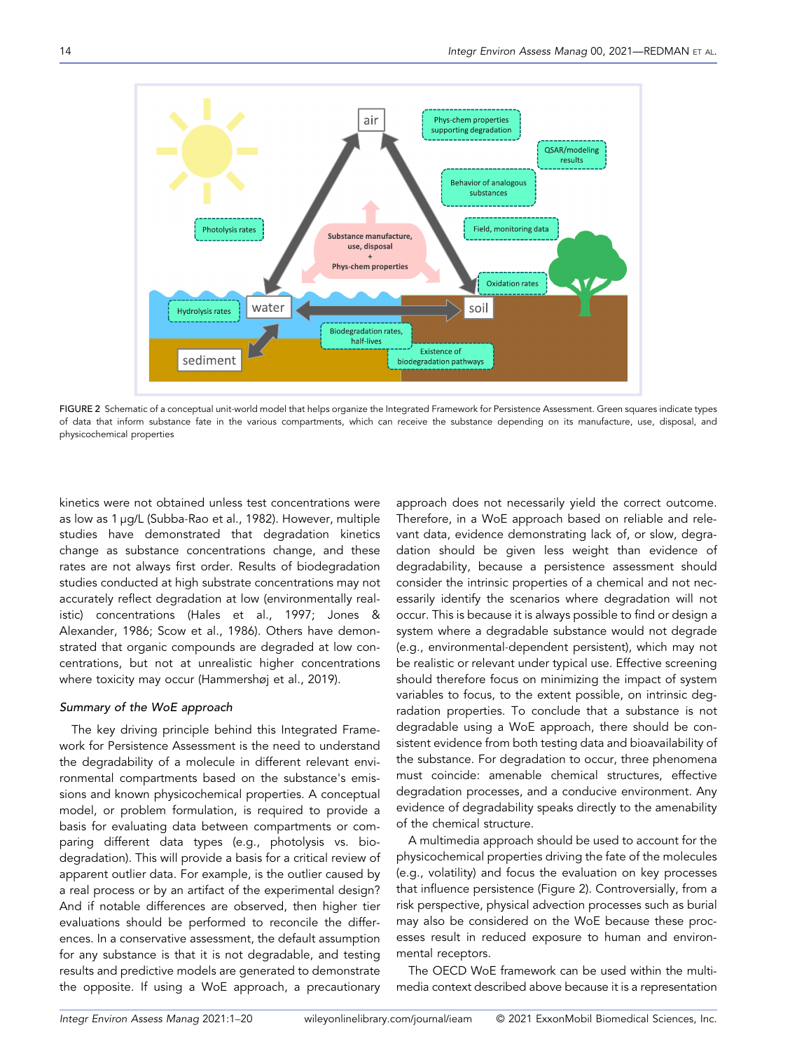FIGURE 2 Schematic of a conceptual unit-world model that helps organize the Integrated Framework for Persistence Assessment. Green squares indicate types of data that inform substance fate in the various compartments, which can receive the substance depending on its manufacture, use, disposal, and physicochemical properties

kinetics were not obtained unless test concentrations were as low as 1 μg/L (Subba-Rao et al., 1982). However, multiple studies have demonstrated that degradation kinetics change as substance concentrations change, and these rates are not always first order. Results of biodegradation studies conducted at high substrate concentrations may not accurately reflect degradation at low (environmentally realistic) concentrations (Hales et al., 1997; Jones & Alexander, 1986; Scow et al., 1986). Others have demonstrated that organic compounds are degraded at low concentrations, but not at unrealistic higher concentrations where toxicity may occur (Hammershøj et al., 2019).

### *Summary of the WoE approach*

The key driving principle behind this Integrated Framework for Persistence Assessment is the need to understand the degradability of a molecule in different relevant environmental compartments based on the substance's emissions and known physicochemical properties. A conceptual model, or problem formulation, is required to provide a basis for evaluating data between compartments or comparing different data types (e.g., photolysis vs. biodegradation). This will provide a basis for a critical review of apparent outlier data. For example, is the outlier caused by a real process or by an artifact of the experimental design? And if notable differences are observed, then higher tier evaluations should be performed to reconcile the differences. In a conservative assessment, the default assumption for any substance is that it is not degradable, and testing results and predictive models are generated to demonstrate the opposite. If using a WoE approach, a precautionary approach does not necessarily yield the correct outcome. Therefore, in a WoE approach based on reliable and relevant data, evidence demonstrating lack of, or slow, degradation should be given less weight than evidence of degradability, because a persistence assessment should consider the intrinsic properties of a chemical and not necessarily identify the scenarios where degradation will not occur. This is because it is always possible to find or design a system where a degradable substance would not degrade (e.g., environmental-dependent persistent), which may not be realistic or relevant under typical use. Effective screening should therefore focus on minimizing the impact of system variables to focus, to the extent possible, on intrinsic degradation properties. To conclude that a substance is not degradable using a WoE approach, there should be consistent evidence from both testing data and bioavailability of the substance. For degradation to occur, three phenomena must coincide: amenable chemical structures, effective degradation processes, and a conducive environment. Any evidence of degradability speaks directly to the amenability of the chemical structure.

A multimedia approach should be used to account for the physicochemical properties driving the fate of the molecules (e.g., volatility) and focus the evaluation on key processes that influence persistence (Figure 2). Controversially, from a risk perspective, physical advection processes such as burial may also be considered on the WoE because these processes result in reduced exposure to human and environmental receptors.

The OECD WoE framework can be used within the multimedia context described above because it is a representation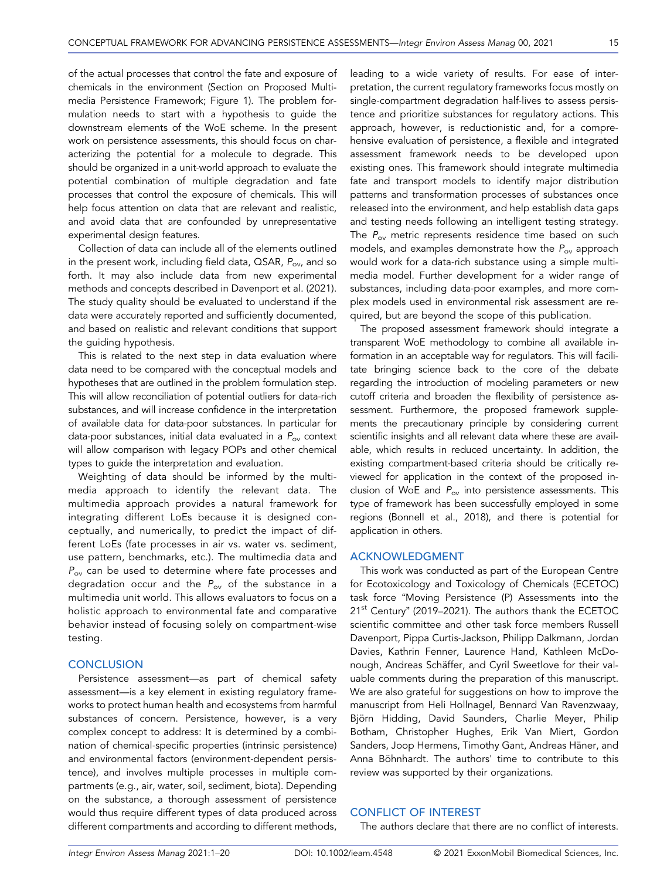of the actual processes that control the fate and exposure of chemicals in the environment (Section on Proposed Multimedia Persistence Framework; Figure 1). The problem formulation needs to start with a hypothesis to guide the downstream elements of the WoE scheme. In the present work on persistence assessments, this should focus on characterizing the potential for a molecule to degrade. This should be organized in a unit-world approach to evaluate the potential combination of multiple degradation and fate processes that control the exposure of chemicals. This will help focus attention on data that are relevant and realistic, and avoid data that are confounded by unrepresentative experimental design features.

Collection of data can include all of the elements outlined in the present work, including field data, QSAR, $P_{ov}$, and so forth. It may also include data from new experimental methods and concepts described in Davenport et al. (2021). The study quality should be evaluated to understand if the data were accurately reported and sufficiently documented, and based on realistic and relevant conditions that support the guiding hypothesis.

This is related to the next step in data evaluation where data need to be compared with the conceptual models and hypotheses that are outlined in the problem formulation step. This will allow reconciliation of potential outliers for data-rich substances, and will increase confidence in the interpretation of available data for data-poor substances. In particular for data-poor substances, initial data evaluated in a $P_{ov}$ context will allow comparison with legacy POPs and other chemical types to guide the interpretation and evaluation.

Weighting of data should be informed by the multimedia approach to identify the relevant data. The multimedia approach provides a natural framework for integrating different LoEs because it is designed conceptually, and numerically, to predict the impact of different LoEs (fate processes in air vs. water vs. sediment, use pattern, benchmarks, etc.). The multimedia data and $P_{ov}$ can be used to determine where fate processes and degradation occur and the $P_{ov}$ of the substance in a multimedia unit world. This allows evaluators to focus on a holistic approach to environmental fate and comparative behavior instead of focusing solely on compartment-wise testing.

## CONCLUSION

Persistence assessment—as part of chemical safety assessment—is a key element in existing regulatory frameworks to protect human health and ecosystems from harmful substances of concern. Persistence, however, is a very complex concept to address: It is determined by a combination of chemical-specific properties (intrinsic persistence) and environmental factors (environment-dependent persistence), and involves multiple processes in multiple compartments (e.g., air, water, soil, sediment, biota). Depending on the substance, a thorough assessment of persistence would thus require different types of data produced across different compartments and according to different methods, leading to a wide variety of results. For ease of interpretation, the current regulatory frameworks focus mostly on single-compartment degradation half-lives to assess persistence and prioritize substances for regulatory actions. This approach, however, is reductionistic and, for a comprehensive evaluation of persistence, a flexible and integrated assessment framework needs to be developed upon existing ones. This framework should integrate multimedia fate and transport models to identify major distribution patterns and transformation processes of substances once released into the environment, and help establish data gaps and testing needs following an intelligent testing strategy. The $P_{ov}$ metric represents residence time based on such models, and examples demonstrate how the $P_{ov}$ approach would work for a data-rich substance using a simple multimedia model. Further development for a wider range of substances, including data-poor examples, and more complex models used in environmental risk assessment are required, but are beyond the scope of this publication.

The proposed assessment framework should integrate a transparent WoE methodology to combine all available information in an acceptable way for regulators. This will facilitate bringing science back to the core of the debate regarding the introduction of modeling parameters or new cutoff criteria and broaden the flexibility of persistence assessment. Furthermore, the proposed framework supplements the precautionary principle by considering current scientific insights and all relevant data where these are available, which results in reduced uncertainty. In addition, the existing compartment-based criteria should be critically reviewed for application in the context of the proposed inclusion of WoE and $P_{ov}$ into persistence assessments. This type of framework has been successfully employed in some regions (Bonnell et al., 2018), and there is potential for application in others.

## ACKNOWLEDGMENT

This work was conducted as part of the European Centre for Ecotoxicology and Toxicology of Chemicals (ECETOC) task force "Moving Persistence (P) Assessments into the 21st Century" (2019–2021). The authors thank the ECETOC scientific committee and other task force members Russell Davenport, Pippa Curtis-Jackson, Philipp Dalkmann, Jordan Davies, Kathrin Fenner, Laurence Hand, Kathleen McDonough, Andreas Schäffer, and Cyril Sweetlove for their valuable comments during the preparation of this manuscript. We are also grateful for suggestions on how to improve the manuscript from Heli Hollnagel, Bennard Van Ravenzwaay, Björn Hidding, David Saunders, Charlie Meyer, Philip Botham, Christopher Hughes, Erik Van Miert, Gordon Sanders, Joop Hermens, Timothy Gant, Andreas Häner, and Anna Böhnhardt. The authors' time to contribute to this review was supported by their organizations.

## CONFLICT OF INTEREST

The authors declare that there are no conflict of interests.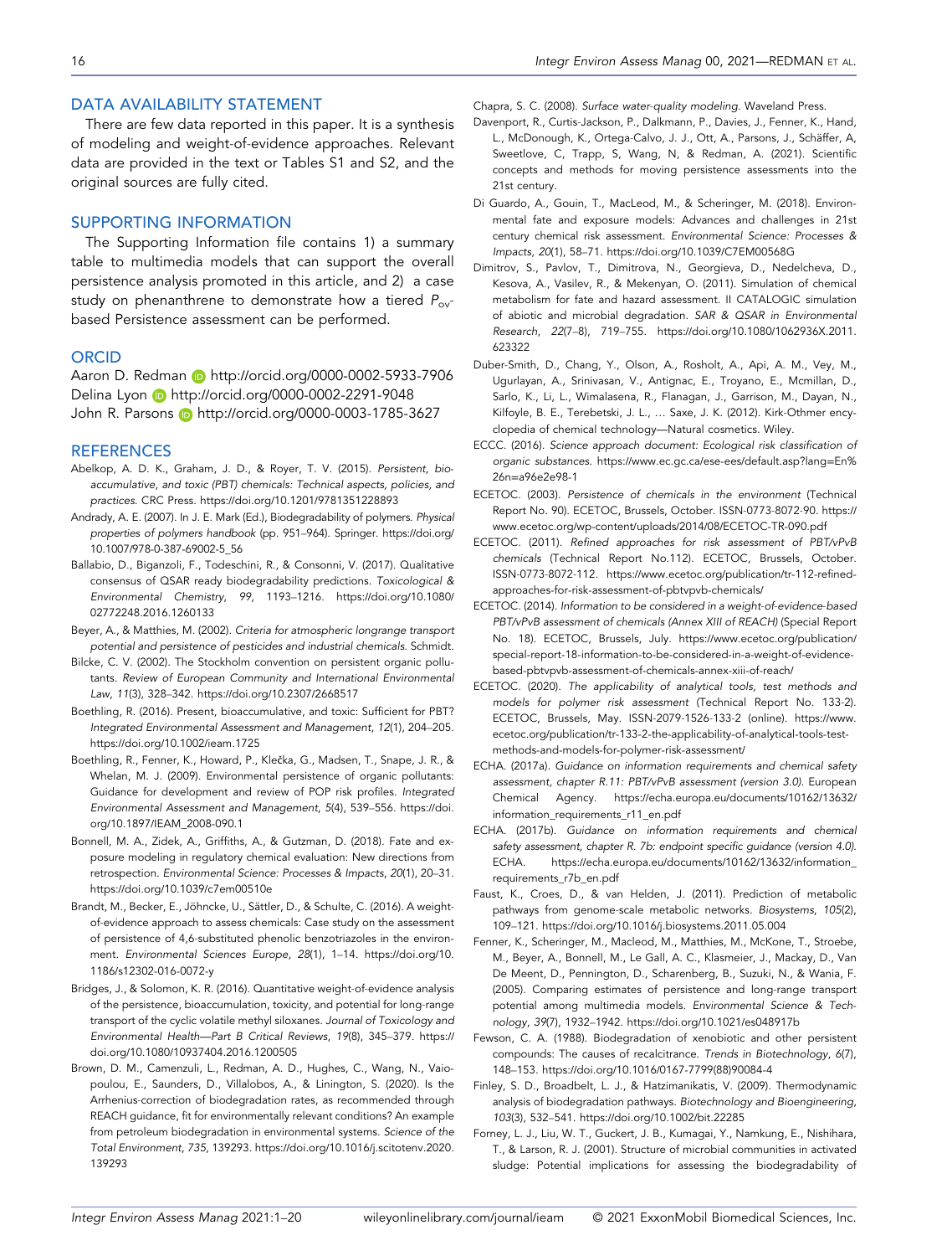## DATA AVAILABILITY STATEMENT

There are few data reported in this paper. It is a synthesis of modeling and weight-of-evidence approaches. Relevant data are provided in the text or Tables S1 and S2, and the original sources are fully cited.

## SUPPORTING INFORMATION

The Supporting Information file contains 1) a summary table to multimedia models that can support the overall persistence analysis promoted in this article, and 2) a case study on phenanthrene to demonstrate how a tiered $P_{ov}$-based Persistence assessment can be performed.

## ORCID

Aaron D. Redman http://orcid.org/0000-0002-5933-7906
Delina Lyon http://orcid.org/0000-0002-2291-9048
John R. Parsons http://orcid.org/0000-0003-1785-3627

## REFERENCES

Abelkop, A. D. K., Graham, J. D., & Royer, T. V. (2015). *Persistent, bioaccumulative, and toxic (PBT) chemicals: Technical aspects, policies, and practices.* CRC Press. https://doi.org/10.1201/9781351228893

Andrady, A. E. (2007). In J. E. Mark (Ed.), Biodegradability of polymers. *Physical properties of polymers handbook* (pp. 951–964). Springer. https://doi.org/10.1007/978-0-387-69002-5_56

Ballabio, D., Biganzoli, F., Todeschini, R., & Consonni, V. (2017). Qualitative consensus of QSAR ready biodegradability predictions. *Toxicological & Environmental Chemistry*, *99*, 1193–1216. https://doi.org/10.1080/02772248.2016.1260133

Beyer, A., & Matthies, M. (2002). *Criteria for atmospheric longrange transport potential and persistence of pesticides and industrial chemicals.* Schmidt.

Bilcke, C. V. (2002). The Stockholm convention on persistent organic pollutants. *Review of European Community and International Environmental Law*, *11*(3), 328–342. https://doi.org/10.2307/2668517

Boethling, R. (2016). Present, bioaccumulative, and toxic: Sufficient for PBT? *Integrated Environmental Assessment and Management*, *12*(1), 204–205. https://doi.org/10.1002/ieam.1725

Boethling, R., Fenner, K., Howard, P., Klečka, G., Madsen, T., Snape, J. R., & Whelan, M. J. (2009). Environmental persistence of organic pollutants: Guidance for development and review of POP risk profiles. *Integrated Environmental Assessment and Management*, *5*(4), 539–556. https://doi.org/10.1897/IEAM_2008-090.1

Bonnell, M. A., Zidek, A., Griffiths, A., & Gutzman, D. (2018). Fate and exposure modeling in regulatory chemical evaluation: New directions from retrospection. *Environmental Science: Processes & Impacts*, *20*(1), 20–31. https://doi.org/10.1039/c7em00510e

Brandt, M., Becker, E., Jöhncke, U., Sättler, D., & Schulte, C. (2016). A weight-of-evidence approach to assess chemicals: Case study on the assessment of persistence of 4,6-substituted phenolic benzotriazoles in the environment. *Environmental Sciences Europe*, *28*(1), 1–14. https://doi.org/10.1186/s12302-016-0072-y

Bridges, J., & Solomon, K. R. (2016). Quantitative weight-of-evidence analysis of the persistence, bioaccumulation, toxicity, and potential for long-range transport of the cyclic volatile methyl siloxanes. *Journal of Toxicology and Environmental Health—Part B Critical Reviews*, *19*(8), 345–379. https://doi.org/10.1080/10937404.2016.1200505

Brown, D. M., Camenzuli, L., Redman, A. D., Hughes, C., Wang, N., Vaiopoulou, E., Saunders, D., Villalobos, A., & Linington, S. (2020). Is the Arrhenius-correction of biodegradation rates, as recommended through REACH guidance, fit for environmentally relevant conditions? An example from petroleum biodegradation in environmental systems. *Science of the Total Environment*, *735*, 139293. https://doi.org/10.1016/j.scitotenv.2020.139293

Chapra, S. C. (2008). *Surface water-quality modeling.* Waveland Press.

Davenport, R., Curtis-Jackson, P., Dalkmann, P., Davies, J., Fenner, K., Hand, L., McDonough, K., Ortega-Calvo, J. J., Ott, A., Parsons, J., Schäffer, A, Sweetlove, C, Trapp, S, Wang, N, & Redman, A. (2021). Scientific concepts and methods for moving persistence assessments into the 21st century.

Di Guardo, A., Gouin, T., MacLeod, M., & Scheringer, M. (2018). Environmental fate and exposure models: Advances and challenges in 21st century chemical risk assessment. *Environmental Science: Processes & Impacts*, *20*(1), 58–71. https://doi.org/10.1039/C7EM00568G

Dimitrov, S., Pavlov, T., Dimitrova, N., Georgieva, D., Nedelcheva, D., Kesova, A., Vasilev, R., & Mekenyan, O. (2011). Simulation of chemical metabolism for fate and hazard assessment. II CATALOGIC simulation of abiotic and microbial degradation. *SAR & QSAR in Environmental Research*, *22*(7–8), 719–755. https://doi.org/10.1080/1062936X.2011.623322

Duber-Smith, D., Chang, Y., Olson, A., Rosholt, A., Api, A. M., Vey, M., Ugurlayan, A., Srinivasan, V., Antignac, E., Troyano, E., Mcmillan, D., Sarlo, K., Li, L., Wimalasena, R., Flanagan, J., Garrison, M., Dayan, N., Kilfoyle, B. E., Terebetski, J. L., … Saxe, J. K. (2012). Kirk-Othmer encyclopedia of chemical technology—Natural cosmetics. Wiley.

ECCC. (2016). *Science approach document: Ecological risk classification of organic substances.* https://www.ec.gc.ca/ese-ees/default.asp?lang=En%26n=a96e2e98-1

ECETOC. (2003). *Persistence of chemicals in the environment* (Technical Report No. 90). ECETOC, Brussels, October. ISSN-0773-8072-90. https://www.ecetoc.org/wp-content/uploads/2014/08/ECETOC-TR-090.pdf

ECETOC. (2011). *Refined approaches for risk assessment of PBT/vPvB chemicals* (Technical Report No.112). ECETOC, Brussels, October. ISSN-0773-8072-112. https://www.ecetoc.org/publication/tr-112-refined-approaches-for-risk-assessment-of-pbtvpvb-chemicals/

ECETOC. (2014). *Information to be considered in a weight-of-evidence-based PBT/vPvB assessment of chemicals (Annex XIII of REACH)* (Special Report No. 18). ECETOC, Brussels, July. https://www.ecetoc.org/publication/special-report-18-information-to-be-considered-in-a-weight-of-evidence-based-pbtvpvb-assessment-of-chemicals-annex-xiii-of-reach/

ECETOC. (2020). *The applicability of analytical tools, test methods and models for polymer risk assessment* (Technical Report No. 133-2). ECETOC, Brussels, May. ISSN-2079-1526-133-2 (online). https://www.ecetoc.org/publication/tr-133-2-the-applicability-of-analytical-tools-test-methods-and-models-for-polymer-risk-assessment/

ECHA. (2017a). *Guidance on information requirements and chemical safety assessment, chapter R.11: PBT/vPvB assessment (version 3.0).* European Chemical Agency. https://echa.europa.eu/documents/10162/13632/information_requirements_r11_en.pdf

ECHA. (2017b). *Guidance on information requirements and chemical safety assessment, chapter R. 7b: endpoint specific guidance (version 4.0).* ECHA. https://echa.europa.eu/documents/10162/13632/information_requirements_r7b_en.pdf

Faust, K., Croes, D., & van Helden, J. (2011). Prediction of metabolic pathways from genome-scale metabolic networks. *Biosystems*, *105*(2), 109–121. https://doi.org/10.1016/j.biosystems.2011.05.004

Fenner, K., Scheringer, M., Macleod, M., Matthies, M., McKone, T., Stroebe, M., Beyer, A., Bonnell, M., Le Gall, A. C., Klasmeier, J., Mackay, D., Van De Meent, D., Pennington, D., Scharenberg, B., Suzuki, N., & Wania, F. (2005). Comparing estimates of persistence and long-range transport potential among multimedia models. *Environmental Science & Technology*, *39*(7), 1932–1942. https://doi.org/10.1021/es048917b

Fewson, C. A. (1988). Biodegradation of xenobiotic and other persistent compounds: The causes of recalcitrance. *Trends in Biotechnology*, *6*(7), 148–153. https://doi.org/10.1016/0167-7799(88)90084-4

Finley, S. D., Broadbelt, L. J., & Hatzimanikatis, V. (2009). Thermodynamic analysis of biodegradation pathways. *Biotechnology and Bioengineering*, *103*(3), 532–541. https://doi.org/10.1002/bit.22285

Forney, L. J., Liu, W. T., Guckert, J. B., Kumagai, Y., Namkung, E., Nishihara, T., & Larson, R. J. (2001). Structure of microbial communities in activated sludge: Potential implications for assessing the biodegradability of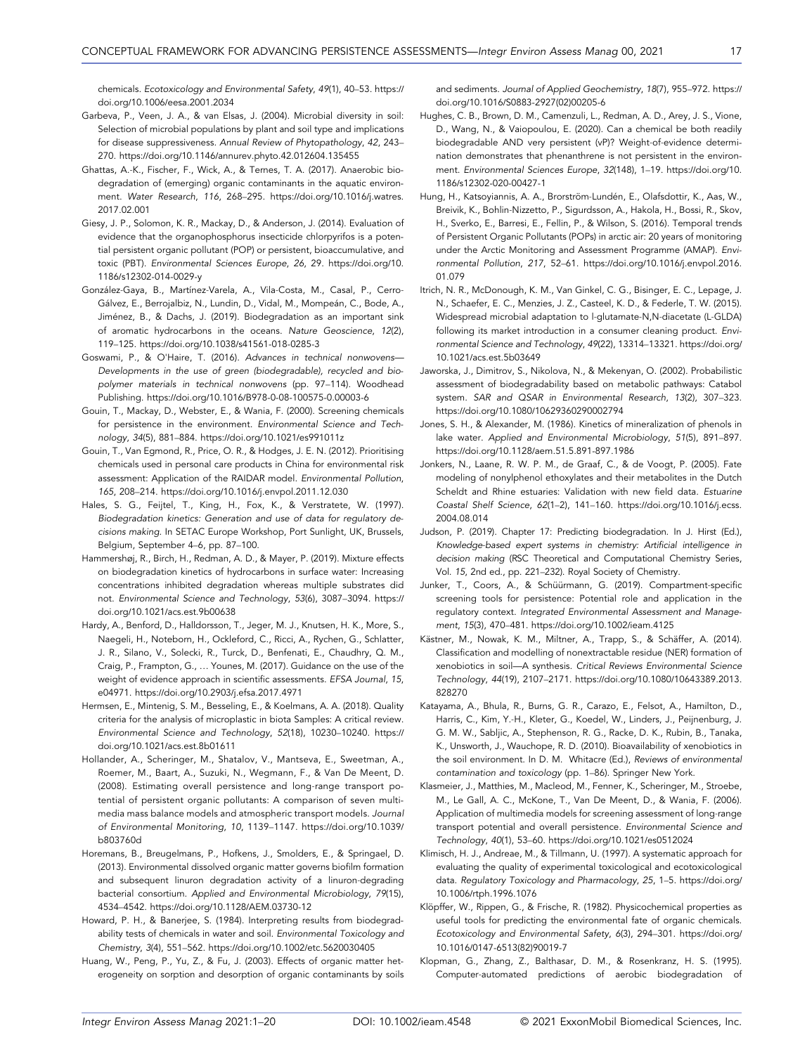chemicals. *Ecotoxicology and Environmental Safety*, *49*(1), 40–53. https://doi.org/10.1006/eesa.2001.2034

Garbeva, P., Veen, J. A., & van Elsas, J. (2004). Microbial diversity in soil: Selection of microbial populations by plant and soil type and implications for disease suppressiveness. *Annual Review of Phytopathology*, *42*, 243–270. https://doi.org/10.1146/annurev.phyto.42.012604.135455

Ghattas, A.-K., Fischer, F., Wick, A., & Ternes, T. A. (2017). Anaerobic biodegradation of (emerging) organic contaminants in the aquatic environment. *Water Research*, *116*, 268–295. https://doi.org/10.1016/j.watres.2017.02.001

Giesy, J. P., Solomon, K. R., Mackay, D., & Anderson, J. (2014). Evaluation of evidence that the organophosphorus insecticide chlorpyrifos is a potential persistent organic pollutant (POP) or persistent, bioaccumulative, and toxic (PBT). *Environmental Sciences Europe*, *26*, 29. https://doi.org/10.1186/s12302-014-0029-y

González-Gaya, B., Martínez-Varela, A., Vila-Costa, M., Casal, P., Cerro-Gálvez, E., Berrojalbiz, N., Lundin, D., Vidal, M., Mompeán, C., Bode, A., Jiménez, B., & Dachs, J. (2019). Biodegradation as an important sink of aromatic hydrocarbons in the oceans. *Nature Geoscience*, *12*(2), 119–125. https://doi.org/10.1038/s41561-018-0285-3

Goswami, P., & O'Haire, T. (2016). *Advances in technical nonwovens—Developments in the use of green (biodegradable), recycled and biopolymer materials in technical nonwovens* (pp. 97–114). Woodhead Publishing. https://doi.org/10.1016/B978-0-08-100575-0.00003-6

Gouin, T., Mackay, D., Webster, E., & Wania, F. (2000). Screening chemicals for persistence in the environment. *Environmental Science and Technology*, *34*(5), 881–884. https://doi.org/10.1021/es991011z

Gouin, T., Van Egmond, R., Price, O. R., & Hodges, J. E. N. (2012). Prioritising chemicals used in personal care products in China for environmental risk assessment: Application of the RAIDAR model. *Environmental Pollution*, *165*, 208–214. https://doi.org/10.1016/j.envpol.2011.12.030

Hales, S. G., Feijtel, T., King, H., Fox, K., & Verstratete, W. (1997). *Biodegradation kinetics: Generation and use of data for regulatory decisions making.* In SETAC Europe Workshop, Port Sunlight, UK, Brussels, Belgium, September 4–6, pp. 87–100.

Hammershøj, R., Birch, H., Redman, A. D., & Mayer, P. (2019). Mixture effects on biodegradation kinetics of hydrocarbons in surface water: Increasing concentrations inhibited degradation whereas multiple substrates did not. *Environmental Science and Technology*, *53*(6), 3087–3094. https://doi.org/10.1021/acs.est.9b00638

Hardy, A., Benford, D., Halldorsson, T., Jeger, M. J., Knutsen, H. K., More, S., Naegeli, H., Noteborn, H., Ockleford, C., Ricci, A., Rychen, G., Schlatter, J. R., Silano, V., Solecki, R., Turck, D., Benfenati, E., Chaudhry, Q. M., Craig, P., Frampton, G., … Younes, M. (2017). Guidance on the use of the weight of evidence approach in scientific assessments. *EFSA Journal*, *15*, e04971. https://doi.org/10.2903/j.efsa.2017.4971

Hermsen, E., Mintenig, S. M., Besseling, E., & Koelmans, A. A. (2018). Quality criteria for the analysis of microplastic in biota Samples: A critical review. *Environmental Science and Technology*, *52*(18), 10230–10240. https://doi.org/10.1021/acs.est.8b01611

Hollander, A., Scheringer, M., Shatalov, V., Mantseva, E., Sweetman, A., Roemer, M., Baart, A., Suzuki, N., Wegmann, F., & Van De Meent, D. (2008). Estimating overall persistence and long-range transport potential of persistent organic pollutants: A comparison of seven multimedia mass balance models and atmospheric transport models. *Journal of Environmental Monitoring*, *10*, 1139–1147. https://doi.org/10.1039/b803760d

Horemans, B., Breugelmans, P., Hofkens, J., Smolders, E., & Springael, D. (2013). Environmental dissolved organic matter governs biofilm formation and subsequent linuron degradation activity of a linuron-degrading bacterial consortium. *Applied and Environmental Microbiology*, *79*(15), 4534–4542. https://doi.org/10.1128/AEM.03730-12

Howard, P. H., & Banerjee, S. (1984). Interpreting results from biodegradability tests of chemicals in water and soil. *Environmental Toxicology and Chemistry*, *3*(4), 551–562. https://doi.org/10.1002/etc.5620030405

Huang, W., Peng, P., Yu, Z., & Fu, J. (2003). Effects of organic matter heterogeneity on sorption and desorption of organic contaminants by soils and sediments. *Journal of Applied Geochemistry*, *18*(7), 955–972. https://doi.org/10.1016/S0883-2927(02)00205-6

Hughes, C. B., Brown, D. M., Camenzuli, L., Redman, A. D., Arey, J. S., Vione, D., Wang, N., & Vaiopoulou, E. (2020). Can a chemical be both readily biodegradable AND very persistent (vP)? Weight-of-evidence determination demonstrates that phenanthrene is not persistent in the environment. *Environmental Sciences Europe*, *32*(148), 1–19. https://doi.org/10.1186/s12302-020-00427-1

Hung, H., Katsoyiannis, A. A., Brorström-Lundén, E., Olafsdottir, K., Aas, W., Breivik, K., Bohlin-Nizzetto, P., Sigurdsson, A., Hakola, H., Bossi, R., Skov, H., Sverko, E., Barresi, E., Fellin, P., & Wilson, S. (2016). Temporal trends of Persistent Organic Pollutants (POPs) in arctic air: 20 years of monitoring under the Arctic Monitoring and Assessment Programme (AMAP). *Environmental Pollution*, *217*, 52–61. https://doi.org/10.1016/j.envpol.2016.01.079

Itrich, N. R., McDonough, K. M., Van Ginkel, C. G., Bisinger, E. C., Lepage, J. N., Schaefer, E. C., Menzies, J. Z., Casteel, K. D., & Federle, T. W. (2015). Widespread microbial adaptation to l-glutamate-N,N-diacetate (L-GLDA) following its market introduction in a consumer cleaning product. *Environmental Science and Technology*, *49*(22), 13314–13321. https://doi.org/10.1021/acs.est.5b03649

Jaworska, J., Dimitrov, S., Nikolova, N., & Mekenyan, O. (2002). Probabilistic assessment of biodegradability based on metabolic pathways: Catabol system. *SAR and QSAR in Environmental Research*, *13*(2), 307–323. https://doi.org/10.1080/10629360290002794

Jones, S. H., & Alexander, M. (1986). Kinetics of mineralization of phenols in lake water. *Applied and Environmental Microbiology*, *51*(5), 891–897. https://doi.org/10.1128/aem.51.5.891-897.1986

Jonkers, N., Laane, R. W. P. M., de Graaf, C., & de Voogt, P. (2005). Fate modeling of nonylphenol ethoxylates and their metabolites in the Dutch Scheldt and Rhine estuaries: Validation with new field data. *Estuarine Coastal Shelf Science*, *62*(1–2), 141–160. https://doi.org/10.1016/j.ecss.2004.08.014

Judson, P. (2019). Chapter 17: Predicting biodegradation. In J. Hirst (Ed.), *Knowledge-based expert systems in chemistry: Artificial intelligence in decision making* (RSC Theoretical and Computational Chemistry Series, Vol. 15, 2nd ed., pp. 221–232). Royal Society of Chemistry.

Junker, T., Coors, A., & Schüürmann, G. (2019). Compartment-specific screening tools for persistence: Potential role and application in the regulatory context. *Integrated Environmental Assessment and Management*, *15*(3), 470–481. https://doi.org/10.1002/ieam.4125

Kästner, M., Nowak, K. M., Miltner, A., Trapp, S., & Schäffer, A. (2014). Classification and modelling of nonextractable residue (NER) formation of xenobiotics in soil—A synthesis. *Critical Reviews Environmental Science Technology*, *44*(19), 2107–2171. https://doi.org/10.1080/10643389.2013.828270

Katayama, A., Bhula, R., Burns, G. R., Carazo, E., Felsot, A., Hamilton, D., Harris, C., Kim, Y.-H., Kleter, G., Koedel, W., Linders, J., Peijnenburg, J. G. M. W., Sabljic, A., Stephenson, R. G., Racke, D. K., Rubin, B., Tanaka, K., Unsworth, J., Wauchope, R. D. (2010). Bioavailability of xenobiotics in the soil environment. In D. M. Whitacre (Ed.), *Reviews of environmental contamination and toxicology* (pp. 1–86). Springer New York.

Klasmeier, J., Matthies, M., Macleod, M., Fenner, K., Scheringer, M., Stroebe, M., Le Gall, A. C., McKone, T., Van De Meent, D., & Wania, F. (2006). Application of multimedia models for screening assessment of long-range transport potential and overall persistence. *Environmental Science and Technology*, *40*(1), 53–60. https://doi.org/10.1021/es0512024

Klimisch, H. J., Andreae, M., & Tillmann, U. (1997). A systematic approach for evaluating the quality of experimental toxicological and ecotoxicological data. *Regulatory Toxicology and Pharmacology*, *25*, 1–5. https://doi.org/10.1006/rtph.1996.1076

Klöpffer, W., Rippen, G., & Frische, R. (1982). Physicochemical properties as useful tools for predicting the environmental fate of organic chemicals. *Ecotoxicology and Environmental Safety*, *6*(3), 294–301. https://doi.org/10.1016/0147-6513(82)90019-7

Klopman, G., Zhang, Z., Balthasar, D. M., & Rosenkranz, H. S. (1995). Computer-automated predictions of aerobic biodegradation of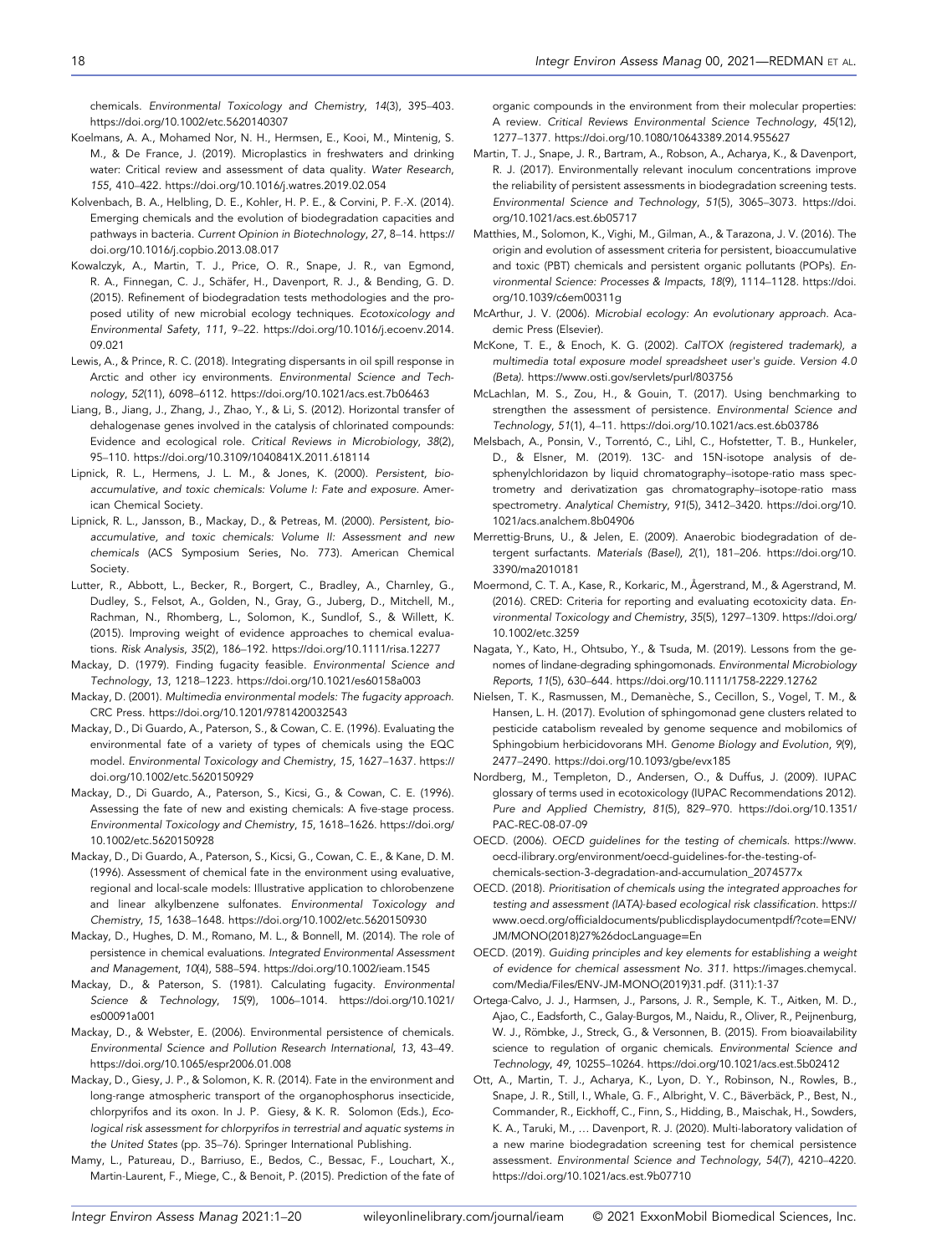chemicals. *Environmental Toxicology and Chemistry*, *14*(3), 395–403. https://doi.org/10.1002/etc.5620140307

Koelmans, A. A., Mohamed Nor, N. H., Hermsen, E., Kooi, M., Mintenig, S. M., & De France, J. (2019). Microplastics in freshwaters and drinking water: Critical review and assessment of data quality. *Water Research*, *155*, 410–422. https://doi.org/10.1016/j.watres.2019.02.054

Kolvenbach, B. A., Helbling, D. E., Kohler, H. P. E., & Corvini, P. F.-X. (2014). Emerging chemicals and the evolution of biodegradation capacities and pathways in bacteria. *Current Opinion in Biotechnology*, *27*, 8–14. https://doi.org/10.1016/j.copbio.2013.08.017

Kowalczyk, A., Martin, T. J., Price, O. R., Snape, J. R., van Egmond, R. A., Finnegan, C. J., Schäfer, H., Davenport, R. J., & Bending, G. D. (2015). Refinement of biodegradation tests methodologies and the proposed utility of new microbial ecology techniques. *Ecotoxicology and Environmental Safety*, *111*, 9–22. https://doi.org/10.1016/j.ecoenv.2014.09.021

Lewis, A., & Prince, R. C. (2018). Integrating dispersants in oil spill response in Arctic and other icy environments. *Environmental Science and Technology*, *52*(11), 6098–6112. https://doi.org/10.1021/acs.est.7b06463

Liang, B., Jiang, J., Zhang, J., Zhao, Y., & Li, S. (2012). Horizontal transfer of dehalogenase genes involved in the catalysis of chlorinated compounds: Evidence and ecological role. *Critical Reviews in Microbiology*, *38*(2), 95–110. https://doi.org/10.3109/1040841X.2011.618114

Lipnick, R. L., Hermens, J. L. M., & Jones, K. (2000). *Persistent, bioaccumulative, and toxic chemicals: Volume I: Fate and exposure*. American Chemical Society.

Lipnick, R. L., Jansson, B., Mackay, D., & Petreas, M. (2000). *Persistent, bioaccumulative, and toxic chemicals: Volume II: Assessment and new chemicals* (ACS Symposium Series, No. 773). American Chemical Society.

Lutter, R., Abbott, L., Becker, R., Borgert, C., Bradley, A., Charnley, G., Dudley, S., Felsot, A., Golden, N., Gray, G., Juberg, D., Mitchell, M., Rachman, N., Rhomberg, L., Solomon, K., Sundlof, S., & Willett, K. (2015). Improving weight of evidence approaches to chemical evaluations. *Risk Analysis*, *35*(2), 186–192. https://doi.org/10.1111/risa.12277

Mackay, D. (1979). Finding fugacity feasible. *Environmental Science and Technology*, *13*, 1218–1223. https://doi.org/10.1021/es60158a003

Mackay, D. (2001). *Multimedia environmental models: The fugacity approach*. CRC Press. https://doi.org/10.1201/9781420032543

Mackay, D., Di Guardo, A., Paterson, S., & Cowan, C. E. (1996). Evaluating the environmental fate of a variety of types of chemicals using the EQC model. *Environmental Toxicology and Chemistry*, *15*, 1627–1637. https://doi.org/10.1002/etc.5620150929

Mackay, D., Di Guardo, A., Paterson, S., Kicsi, G., & Cowan, C. E. (1996). Assessing the fate of new and existing chemicals: A five-stage process. *Environmental Toxicology and Chemistry*, *15*, 1618–1626. https://doi.org/10.1002/etc.5620150928

Mackay, D., Di Guardo, A., Paterson, S., Kicsi, G., Cowan, C. E., & Kane, D. M. (1996). Assessment of chemical fate in the environment using evaluative, regional and local-scale models: Illustrative application to chlorobenzene and linear alkylbenzene sulfonates. *Environmental Toxicology and Chemistry*, *15*, 1638–1648. https://doi.org/10.1002/etc.5620150930

Mackay, D., Hughes, D. M., Romano, M. L., & Bonnell, M. (2014). The role of persistence in chemical evaluations. *Integrated Environmental Assessment and Management*, *10*(4), 588–594. https://doi.org/10.1002/ieam.1545

Mackay, D., & Paterson, S. (1981). Calculating fugacity. *Environmental Science & Technology*, *15*(9), 1006–1014. https://doi.org/10.1021/es00091a001

Mackay, D., & Webster, E. (2006). Environmental persistence of chemicals. *Environmental Science and Pollution Research International*, *13*, 43–49. https://doi.org/10.1065/espr2006.01.008

Mackay, D., Giesy, J. P., & Solomon, K. R. (2014). Fate in the environment and long-range atmospheric transport of the organophosphorus insecticide, chlorpyrifos and its oxon. In J. P. Giesy, & K. R. Solomon (Eds.), *Ecological risk assessment for chlorpyrifos in terrestrial and aquatic systems in the United States* (pp. 35–76). Springer International Publishing.

Mamy, L., Patureau, D., Barriuso, E., Bedos, C., Bessac, F., Louchart, X., Martin-Laurent, F., Miege, C., & Benoit, P. (2015). Prediction of the fate of organic compounds in the environment from their molecular properties: A review. *Critical Reviews Environmental Science Technology*, *45*(12), 1277–1377. https://doi.org/10.1080/10643389.2014.955627

Martin, T. J., Snape, J. R., Bartram, A., Robson, A., Acharya, K., & Davenport, R. J. (2017). Environmentally relevant inoculum concentrations improve the reliability of persistent assessments in biodegradation screening tests. *Environmental Science and Technology*, *51*(5), 3065–3073. https://doi.org/10.1021/acs.est.6b05717

Matthies, M., Solomon, K., Vighi, M., Gilman, A., & Tarazona, J. V. (2016). The origin and evolution of assessment criteria for persistent, bioaccumulative and toxic (PBT) chemicals and persistent organic pollutants (POPs). *Environmental Science: Processes & Impacts*, *18*(9), 1114–1128. https://doi.org/10.1039/c6em00311g

McArthur, J. V. (2006). *Microbial ecology: An evolutionary approach*. Academic Press (Elsevier).

McKone, T. E., & Enoch, K. G. (2002). *CalTOX (registered trademark), a multimedia total exposure model spreadsheet user's guide. Version 4.0 (Beta)*. https://www.osti.gov/servlets/purl/803756

McLachlan, M. S., Zou, H., & Gouin, T. (2017). Using benchmarking to strengthen the assessment of persistence. *Environmental Science and Technology*, *51*(1), 4–11. https://doi.org/10.1021/acs.est.6b03786

Melsbach, A., Ponsin, V., Torrentó, C., Lihl, C., Hofstetter, T. B., Hunkeler, D., & Elsner, M. (2019). 13C- and 15N-isotope analysis of desphenylchloridazon by liquid chromatography–isotope-ratio mass spectrometry and derivatization gas chromatography–isotope-ratio mass spectrometry. *Analytical Chemistry*, *91*(5), 3412–3420. https://doi.org/10.1021/acs.analchem.8b04906

Merrettig-Bruns, U., & Jelen, E. (2009). Anaerobic biodegradation of detergent surfactants. *Materials (Basel)*, *2*(1), 181–206. https://doi.org/10.3390/ma2010181

Moermond, C. T. A., Kase, R., Korkaric, M., Ågerstrand, M., & Agerstrand, M. (2016). CRED: Criteria for reporting and evaluating ecotoxicity data. *Environmental Toxicology and Chemistry*, *35*(5), 1297–1309. https://doi.org/10.1002/etc.3259

Nagata, Y., Kato, H., Ohtsubo, Y., & Tsuda, M. (2019). Lessons from the genomes of lindane-degrading sphingomonads. *Environmental Microbiology Reports*, *11*(5), 630–644. https://doi.org/10.1111/1758-2229.12762

Nielsen, T. K., Rasmussen, M., Demanèche, S., Cecillon, S., Vogel, T. M., & Hansen, L. H. (2017). Evolution of sphingomonad gene clusters related to pesticide catabolism revealed by genome sequence and mobilomics of Sphingobium herbicidovorans MH. *Genome Biology and Evolution*, *9*(9), 2477–2490. https://doi.org/10.1093/gbe/evx185

Nordberg, M., Templeton, D., Andersen, O., & Duffus, J. (2009). IUPAC glossary of terms used in ecotoxicology (IUPAC Recommendations 2012). *Pure and Applied Chemistry*, *81*(5), 829–970. https://doi.org/10.1351/PAC-REC-08-07-09

OECD. (2006). *OECD guidelines for the testing of chemicals*. https://www.oecd-ilibrary.org/environment/oecd-guidelines-for-the-testing-of-chemicals-section-3-degradation-and-accumulation_2074577x

OECD. (2018). *Prioritisation of chemicals using the integrated approaches for testing and assessment (IATA)-based ecological risk classification*. https://www.oecd.org/officialdocuments/publicdisplaydocumentpdf/?cote=ENV/JM/MONO(2018)27%26docLanguage=En

OECD. (2019). *Guiding principles and key elements for establishing a weight of evidence for chemical assessment No. 311*. https://images.chemycal.com/Media/Files/ENV-JM-MONO(2019)31.pdf. (311):1-37

Ortega-Calvo, J. J., Harmsen, J., Parsons, J. R., Semple, K. T., Aitken, M. D., Ajao, C., Eadsforth, C., Galay-Burgos, M., Naidu, R., Oliver, R., Peijnenburg, W. J., Römbke, J., Streck, G., & Versonnen, B. (2015). From bioavailability science to regulation of organic chemicals. *Environmental Science and Technology*, *49*, 10255–10264. https://doi.org/10.1021/acs.est.5b02412

Ott, A., Martin, T. J., Acharya, K., Lyon, D. Y., Robinson, N., Rowles, B., Snape, J. R., Still, I., Whale, G. F., Albright, V. C., Bäverbäck, P., Best, N., Commander, R., Eickhoff, C., Finn, S., Hidding, B., Maischak, H., Sowders, K. A., Taruki, M., … Davenport, R. J. (2020). Multi-laboratory validation of a new marine biodegradation screening test for chemical persistence assessment. *Environmental Science and Technology*, *54*(7), 4210–4220. https://doi.org/10.1021/acs.est.9b07710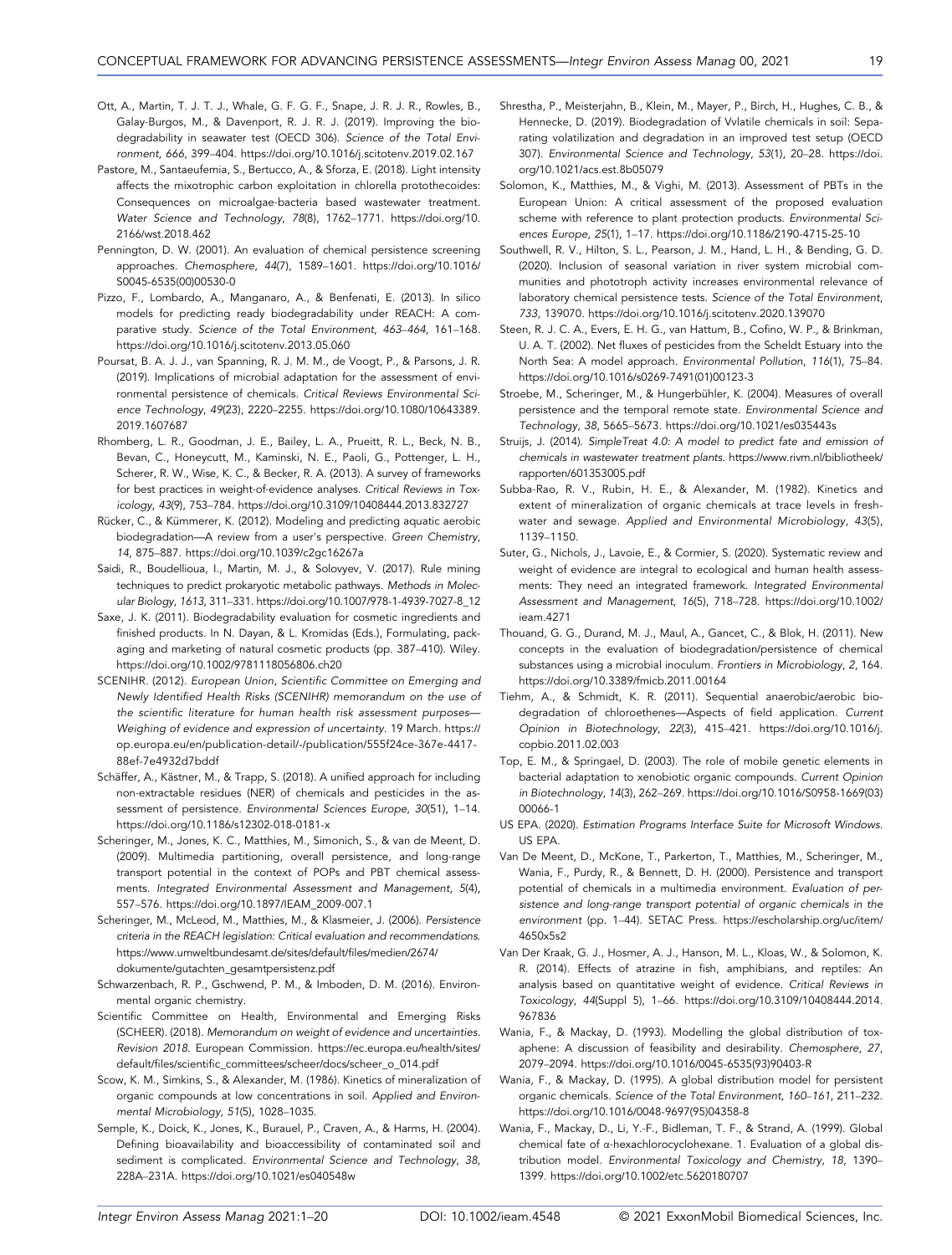Ott, A., Martin, T. J. T. J., Whale, G. F. G. F., Snape, J. R. J. R., Rowles, B., Galay-Burgos, M., & Davenport, R. J. R. J. (2019). Improving the biodegradability in seawater test (OECD 306). *Science of the Total Environment*, *666*, 399–404. https://doi.org/10.1016/j.scitotenv.2019.02.167

Pastore, M., Santaeufemia, S., Bertucco, A., & Sforza, E. (2018). Light intensity affects the mixotrophic carbon exploitation in chlorella protothecoides: Consequences on microalgae-bacteria based wastewater treatment. *Water Science and Technology*, *78*(8), 1762–1771. https://doi.org/10.2166/wst.2018.462

Pennington, D. W. (2001). An evaluation of chemical persistence screening approaches. *Chemosphere*, *44*(7), 1589–1601. https://doi.org/10.1016/S0045-6535(00)00530-0

Pizzo, F., Lombardo, A., Manganaro, A., & Benfenati, E. (2013). In silico models for predicting ready biodegradability under REACH: A comparative study. *Science of the Total Environment*, *463–464*, 161–168. https://doi.org/10.1016/j.scitotenv.2013.05.060

Poursat, B. A. J. J., van Spanning, R. J. M. M., de Voogt, P., & Parsons, J. R. (2019). Implications of microbial adaptation for the assessment of environmental persistence of chemicals. *Critical Reviews Environmental Science Technology*, *49*(23), 2220–2255. https://doi.org/10.1080/10643389.2019.1607687

Rhomberg, L. R., Goodman, J. E., Bailey, L. A., Prueitt, R. L., Beck, N. B., Bevan, C., Honeycutt, M., Kaminski, N. E., Paoli, G., Pottenger, L. H., Scherer, R. W., Wise, K. C., & Becker, R. A. (2013). A survey of frameworks for best practices in weight-of-evidence analyses. *Critical Reviews in Toxicology*, *43*(9), 753–784. https://doi.org/10.3109/10408444.2013.832727

Rücker, C., & Kümmerer, K. (2012). Modeling and predicting aquatic aerobic biodegradation—A review from a user's perspective. *Green Chemistry*, *14*, 875–887. https://doi.org/10.1039/c2gc16267a

Saidi, R., Boudellioua, I., Martin, M. J., & Solovyev, V. (2017). Rule mining techniques to predict prokaryotic metabolic pathways. *Methods in Molecular Biology*, *1613*, 311–331. https://doi.org/10.1007/978-1-4939-7027-8_12

Saxe, J. K. (2011). Biodegradability evaluation for cosmetic ingredients and finished products. In N. Dayan, & L. Kromidas (Eds.), Formulating, packaging and marketing of natural cosmetic products (pp. 387–410). Wiley. https://doi.org/10.1002/9781118056806.ch20

SCENIHR. (2012). *European Union, Scientific Committee on Emerging and Newly Identified Health Risks (SCENIHR) memorandum on the use of the scientific literature for human health risk assessment purposes—Weighing of evidence and expression of uncertainty*. 19 March. https://op.europa.eu/en/publication-detail/-/publication/555f24ce-367e-4417-88ef-7e4932d7bddf

Schäffer, A., Kästner, M., & Trapp, S. (2018). A unified approach for including non-extractable residues (NER) of chemicals and pesticides in the assessment of persistence. *Environmental Sciences Europe*, *30*(51), 1–14. https://doi.org/10.1186/s12302-018-0181-x

Scheringer, M., Jones, K. C., Matthies, M., Simonich, S., & van de Meent, D. (2009). Multimedia partitioning, overall persistence, and long-range transport potential in the context of POPs and PBT chemical assessments. *Integrated Environmental Assessment and Management*, *5*(4), 557–576. https://doi.org/10.1897/IEAM_2009-007.1

Scheringer, M., McLeod, M., Matthies, M., & Klasmeier, J. (2006). *Persistence criteria in the REACH legislation: Critical evaluation and recommendations*. https://www.umweltbundesamt.de/sites/default/files/medien/2674/dokumente/gutachten_gesamtpersistenz.pdf

Schwarzenbach, R. P., Gschwend, P. M., & Imboden, D. M. (2016). Environmental organic chemistry.

Scientific Committee on Health, Environmental and Emerging Risks (SCHEER). (2018). *Memorandum on weight of evidence and uncertainties. Revision 2018*. European Commission. https://ec.europa.eu/health/sites/default/files/scientific_committees/scheer/docs/scheer_o_014.pdf

Scow, K. M., Simkins, S., & Alexander, M. (1986). Kinetics of mineralization of organic compounds at low concentrations in soil. *Applied and Environmental Microbiology*, *51*(5), 1028–1035.

Semple, K., Doick, K., Jones, K., Burauel, P., Craven, A., & Harms, H. (2004). Defining bioavailability and bioaccessibility of contaminated soil and sediment is complicated. *Environmental Science and Technology*, *38*, 228A–231A. https://doi.org/10.1021/es040548w

Shrestha, P., Meisterjahn, B., Klein, M., Mayer, P., Birch, H., Hughes, C. B., & Hennecke, D. (2019). Biodegradation of Vvlatile chemicals in soil: Separating volatilization and degradation in an improved test setup (OECD 307). *Environmental Science and Technology*, *53*(1), 20–28. https://doi.org/10.1021/acs.est.8b05079

Solomon, K., Matthies, M., & Vighi, M. (2013). Assessment of PBTs in the European Union: A critical assessment of the proposed evaluation scheme with reference to plant protection products. *Environmental Sciences Europe*, *25*(1), 1–17. https://doi.org/10.1186/2190-4715-25-10

Southwell, R. V., Hilton, S. L., Pearson, J. M., Hand, L. H., & Bending, G. D. (2020). Inclusion of seasonal variation in river system microbial communities and phototroph activity increases environmental relevance of laboratory chemical persistence tests. *Science of the Total Environment*, *733*, 139070. https://doi.org/10.1016/j.scitotenv.2020.139070

Steen, R. J. C. A., Evers, E. H. G., van Hattum, B., Cofino, W. P., & Brinkman, U. A. T. (2002). Net fluxes of pesticides from the Scheldt Estuary into the North Sea: A model approach. *Environmental Pollution*, *116*(1), 75–84. https://doi.org/10.1016/s0269-7491(01)00123-3

Stroebe, M., Scheringer, M., & Hungerbühler, K. (2004). Measures of overall persistence and the temporal remote state. *Environmental Science and Technology*, *38*, 5665–5673. https://doi.org/10.1021/es035443s

Struijs, J. (2014). *SimpleTreat 4.0: A model to predict fate and emission of chemicals in wastewater treatment plants*. https://www.rivm.nl/bibliotheek/rapporten/601353005.pdf

Subba-Rao, R. V., Rubin, H. E., & Alexander, M. (1982). Kinetics and extent of mineralization of organic chemicals at trace levels in freshwater and sewage. *Applied and Environmental Microbiology*, *43*(5), 1139–1150.

Suter, G., Nichols, J., Lavoie, E., & Cormier, S. (2020). Systematic review and weight of evidence are integral to ecological and human health assessments: They need an integrated framework. *Integrated Environmental Assessment and Management*, *16*(5), 718–728. https://doi.org/10.1002/ieam.4271

Thouand, G. G., Durand, M. J., Maul, A., Gancet, C., & Blok, H. (2011). New concepts in the evaluation of biodegradation/persistence of chemical substances using a microbial inoculum. *Frontiers in Microbiology*, *2*, 164. https://doi.org/10.3389/fmicb.2011.00164

Tiehm, A., & Schmidt, K. R. (2011). Sequential anaerobic/aerobic biodegradation of chloroethenes—Aspects of field application. *Current Opinion in Biotechnology*, *22*(3), 415–421. https://doi.org/10.1016/j.copbio.2011.02.003

Top, E. M., & Springael, D. (2003). The role of mobile genetic elements in bacterial adaptation to xenobiotic organic compounds. *Current Opinion in Biotechnology*, *14*(3), 262–269. https://doi.org/10.1016/S0958-1669(03)00066-1

US EPA. (2020). *Estimation Programs Interface Suite for Microsoft Windows*. US EPA.

Van De Meent, D., McKone, T., Parkerton, T., Matthies, M., Scheringer, M., Wania, F., Purdy, R., & Bennett, D. H. (2000). Persistence and transport potential of chemicals in a multimedia environment. *Evaluation of persistence and long-range transport potential of organic chemicals in the environment* (pp. 1–44). SETAC Press. https://escholarship.org/uc/item/4650x5s2

Van Der Kraak, G. J., Hosmer, A. J., Hanson, M. L., Kloas, W., & Solomon, K. R. (2014). Effects of atrazine in fish, amphibians, and reptiles: An analysis based on quantitative weight of evidence. *Critical Reviews in Toxicology*, *44*(Suppl 5), 1–66. https://doi.org/10.3109/10408444.2014.967836

Wania, F., & Mackay, D. (1993). Modelling the global distribution of toxaphene: A discussion of feasibility and desirability. *Chemosphere*, *27*, 2079–2094. https://doi.org/10.1016/0045-6535(93)90403-R

Wania, F., & Mackay, D. (1995). A global distribution model for persistent organic chemicals. *Science of the Total Environment*, *160–161*, 211–232. https://doi.org/10.1016/0048-9697(95)04358-8

Wania, F., Mackay, D., Li, Y.-F., Bidleman, T. F., & Strand, A. (1999). Global chemical fate of α-hexachlorocyclohexane. 1. Evaluation of a global distribution model. *Environmental Toxicology and Chemistry*, *18*, 1390–1399. https://doi.org/10.1002/etc.5620180707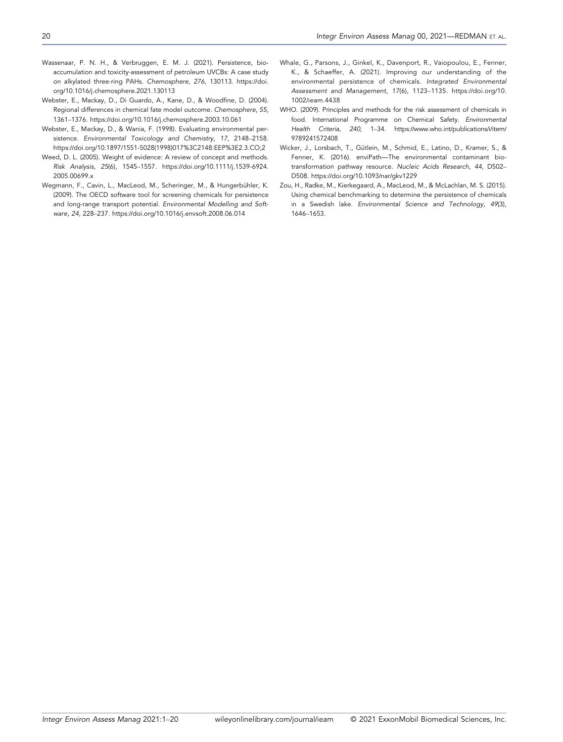Wassenaar, P. N. H., & Verbruggen, E. M. J. (2021). Persistence, bioaccumulation and toxicity-assessment of petroleum UVCBs: A case study on alkylated three-ring PAHs. *Chemosphere*, *276*, 130113. https://doi.org/10.1016/j.chemosphere.2021.130113

Webster, E., Mackay, D., Di Guardo, A., Kane, D., & Woodfine, D. (2004). Regional differences in chemical fate model outcome. *Chemosphere*, *55*, 1361–1376. https://doi.org/10.1016/j.chemosphere.2003.10.061

Webster, E., Mackay, D., & Wania, F. (1998). Evaluating environmental persistence. *Environmental Toxicology and Chemistry*, *17*, 2148–2158. https://doi.org/10.1897/1551-5028(1998)017%3C2148:EEP%3E2.3.CO;2

Weed, D. L. (2005). Weight of evidence: A review of concept and methods. *Risk Analysis*, *25*(6), 1545–1557. https://doi.org/10.1111/j.1539-6924.2005.00699.x

Wegmann, F., Cavin, L., MacLeod, M., Scheringer, M., & Hungerbühler, K. (2009). The OECD software tool for screening chemicals for persistence and long-range transport potential. *Environmental Modelling and Software*, *24*, 228–237. https://doi.org/10.1016/j.envsoft.2008.06.014

Whale, G., Parsons, J., Ginkel, K., Davenport, R., Vaiopoulou, E., Fenner, K., & Schaeffer, A. (2021). Improving our understanding of the environmental persistence of chemicals. *Integrated Environmental Assessment and Management*, *17*(6), 1123–1135. https://doi.org/10.1002/ieam.4438

WHO. (2009). Principles and methods for the risk assessment of chemicals in food. International Programme on Chemical Safety. *Environmental Health Criteria*, *240*, 1–34. https://www.who.int/publications/i/item/9789241572408

Wicker, J., Lorsbach, T., Gütlein, M., Schmid, E., Latino, D., Kramer, S., & Fenner, K. (2016). enviPath—The environmental contaminant biotransformation pathway resource. *Nucleic Acids Research*, *44*, D502–D508. https://doi.org/10.1093/nar/gkv1229

Zou, H., Radke, M., Kierkegaard, A., MacLeod, M., & McLachlan, M. S. (2015). Using chemical benchmarking to determine the persistence of chemicals in a Swedish lake. *Environmental Science and Technology*, *49*(3), 1646–1653.